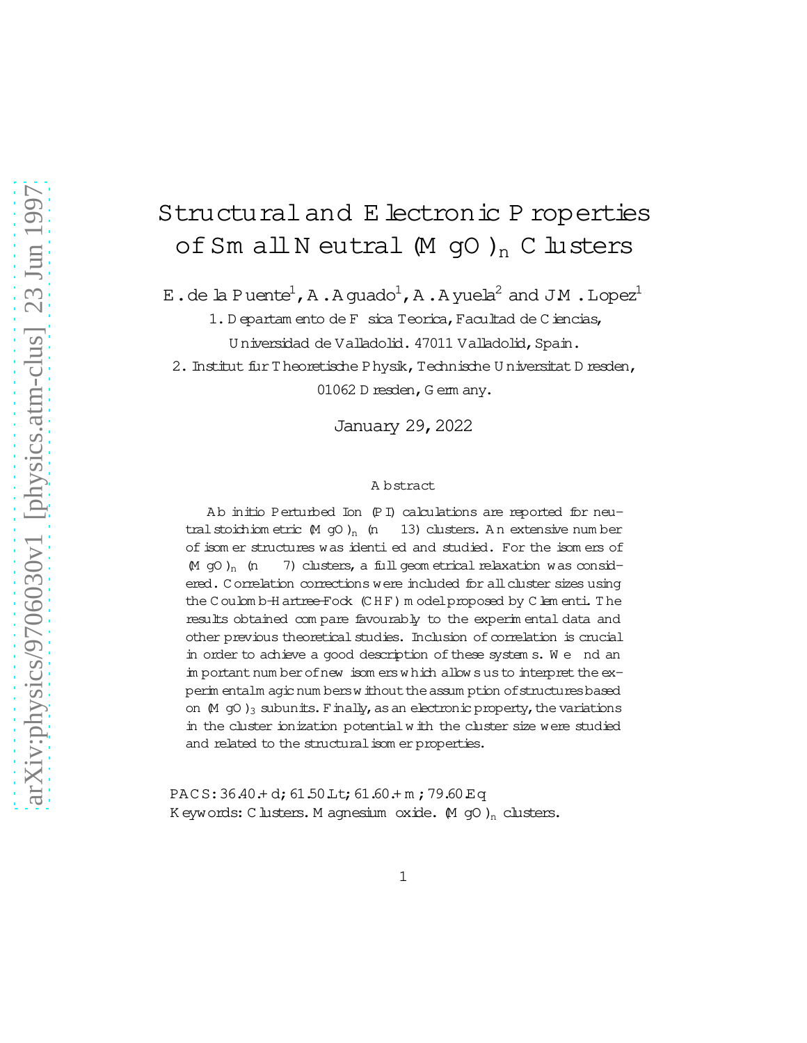# Structural and Electronic Properties of Small Neutral $(MgO)_n$ Clusters

E. de la Puente[1], A. Aguado[1], A. Ayuela[2] and J.M. Lopez[1]

1. Departamento de Física Teorica, Facultad de Ciencias, Universidad de Valladolid. 47011 Valladolid, Spain.

2. Institut fur Theoretische Physik, Technische Universitat Dresden, 01062 Dresden, Germany.

January 29, 2022

## Abstract

Ab initio Perturbed Ion (PI) calculations are reported for neutral stoichiometric $(MgO)_n$ ($n \leq 13$) clusters. An extensive number of isomer structures was identified and studied. For the isomers of $(MgO)_n$ ($n \leq 7$) clusters, a full geometrical relaxation was considered. Correlation corrections were included for all cluster sizes using the Coulomb-Hartree-Fock (CHF) model proposed by Clementi. The results obtained compare favourably to the experimental data and other previous theoretical studies. Inclusion of correlation is crucial in order to achieve a good description of these systems. We find an important number of new isomers which allows us to interpret the experimental magic numbers without the assumption of structures based on $(MgO)_3$ subunits. Finally, as an electronic property, the variations in the cluster ionization potential with the cluster size were studied and related to the structural isomer properties.

PACS: 36.40.+d; 61.50.Lt; 61.60.+m; 79.60.Eq

Keywords: Clusters. Magnesium oxide. $(MgO)_n$ clusters.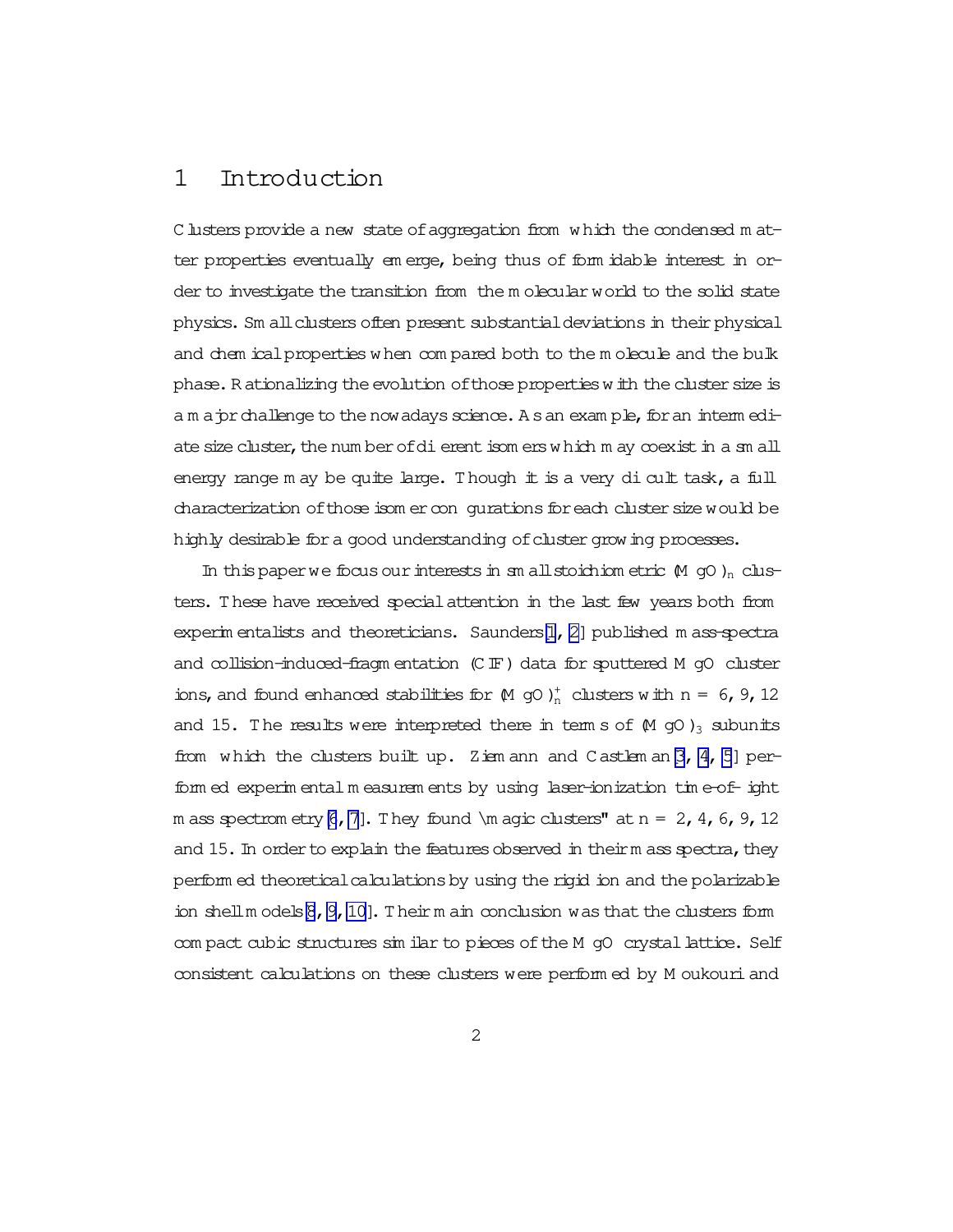# 1 Introduction

Clusters provide a new state of aggregation from which the condensed matter properties eventually emerge, being thus of formidable interest in order to investigate the transition from the molecular world to the solid state physics. Small clusters often present substantial deviations in their physical and chemical properties when compared both to the molecule and the bulk phase. Rationalizing the evolution of those properties with the cluster size is a major challenge to the nowadays science. As an example, for an intermediate size cluster, the number of different isomers which may coexist in a small energy range may be quite large. Though it is a very difficult task, a full characterization of those isomer configurations for each cluster size would be highly desirable for a good understanding of cluster growing processes.

In this paper we focus our interests in small stoichiometric $(MgO)_n$ clusters. These have received special attention in the last few years both from experimentalists and theoreticians. Saunders[1, 2] published mass-spectra and collision-induced-fragmentation (CIF) data for sputtered MgO cluster ions, and found enhanced stabilities for $(MgO)_n^+$ clusters with $n = 6, 9, 12$ and 15. The results were interpreted there in terms of $(MgO)_3$ subunits from which the clusters built up. Ziemann and Castleman[3, 4, 5] performed experimental measurements by using laser-ionization time-of-flight mass spectrometry[6, 7]. They found "magic clusters" at $n = 2, 4, 6, 9, 12$ and 15. In order to explain the features observed in their mass spectra, they performed theoretical calculations by using the rigid ion and the polarizable ion shell models[8, 9, 10]. Their main conclusion was that the clusters form compact cubic structures similar to pieces of the MgO crystal lattice. Self consistent calculations on these clusters were performed by Moukouri and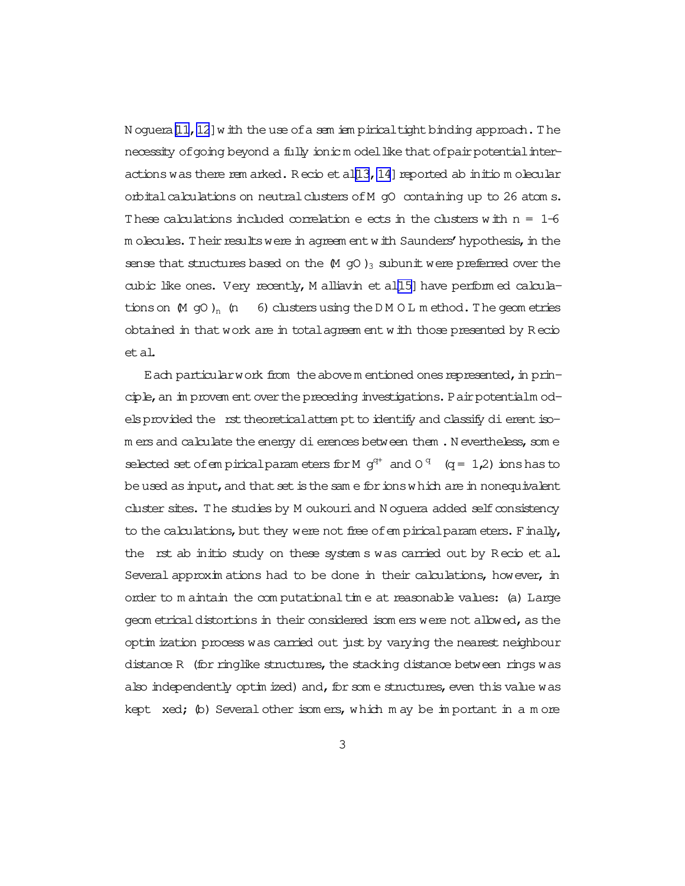Noguera[11, 12] with the use of a semiempirical tight binding approach. The necessity of going beyond a fully ionic model like that of pair potential interactions was there remarked. Recio et al[13, 14] reported ab initio molecular orbital calculations on neutral clusters of MgO containing up to 26 atoms. These calculations included correlation effects in the clusters with n = 1-6 molecules. Their results were in agreement with Saunders' hypothesis, in the sense that structures based on the $(MgO)_3$ subunit were preferred over the cubic like ones. Very recently, Malliavin et al[15] have performed calculations on $(MgO)_n$ ($n \leq 6$) clusters using the DMOL method. The geometries obtained in that work are in total agreement with those presented by Recio et al.

Each particular work from the above mentioned ones represented, in principle, an improvement over the preceding investigations. Pair potential models provided the first theoretical attempt to identify and classify different isomers and calculate the energy differences between them. Nevertheless, some selected set of empirical parameters for $Mg^{q+}$ and $O^{q-}$ ($q = 1,2$) ions has to be used as input, and that set is the same for ions which are in nonequivalent cluster sites. The studies by Moukouri and Noguera added self consistency to the calculations, but they were not free of empirical parameters. Finally, the first ab initio study on these systems was carried out by Recio et al. Several approximations had to be done in their calculations, however, in order to maintain the computational time at reasonable values: (a) Large geometrical distortions in their considered isomers were not allowed, as the optimization process was carried out just by varying the nearest neighbour distance R (for ringlike structures, the stacking distance between rings was also independently optimized) and, for some structures, even this value was kept fixed; (b) Several other isomers, which may be important in a more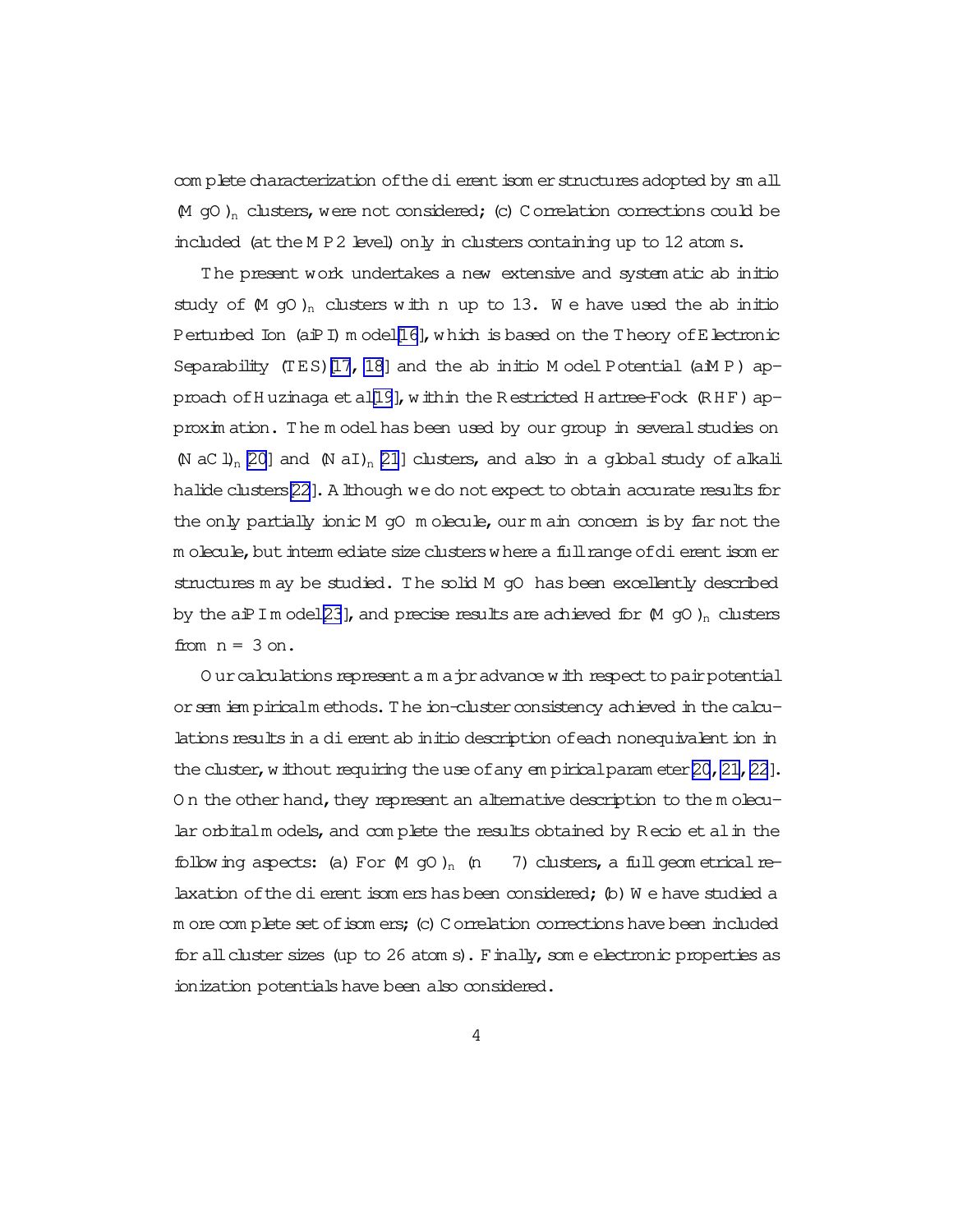complete characterization of the different isomer structures adopted by small $(MgO)_n$ clusters, were not considered; (c) Correlation corrections could be included (at the MP2 level) only in clusters containing up to 12 atoms.

The present work undertakes a new extensive and systematic ab initio study of $(MgO)_n$ clusters with n up to 13. We have used the ab initio Perturbed Ion (aiPI) model[16], which is based on the Theory of Electronic Separability (TES)[17, 18] and the ab initio Model Potential (aiMP) approach of Huzinaga et al[19], within the Restricted Hartree-Fock (RHF) approximation. The model has been used by our group in several studies on $(NaCl)_n$ [20] and $(NaI)_n$ [21] clusters, and also in a global study of alkali halide clusters[22]. Although we do not expect to obtain accurate results for the only partially ionic MgO molecule, our main concern is by far not the molecule, but intermediate size clusters where a full range of different isomer structures may be studied. The solid MgO has been excellently described by the aiPI model[23], and precise results are achieved for $(MgO)_n$ clusters from $n = 3$ on.

Our calculations represent a major advance with respect to pair potential or semiempirical methods. The ion-cluster consistency achieved in the calculations results in a different ab initio description of each nonequivalent ion in the cluster, without requiring the use of any empirical parameter[20, 21, 22]. On the other hand, they represent an alternative description to the molecular orbital models, and complete the results obtained by Recio et al in the following aspects: (a) For $(MgO)_n$ ($n \geq 7$) clusters, a full geometrical relaxation of the different isomers has been considered; (b) We have studied a more complete set of isomers; (c) Correlation corrections have been included for all cluster sizes (up to 26 atoms). Finally, some electronic properties as ionization potentials have been also considered.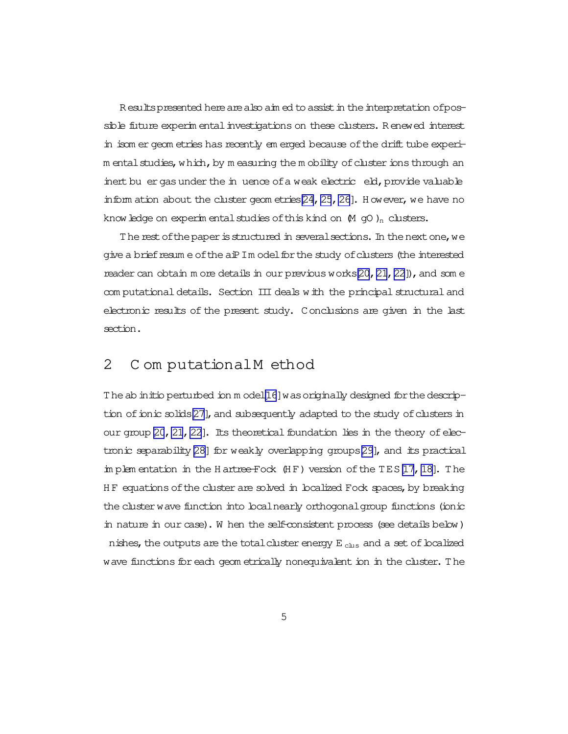Results presented here are also aimed to assist in the interpretation of possible future experimental investigations on these clusters. Renewed interest in isomer geometries has recently emerged because of the drift tube experimental studies, which, by measuring the mobility of cluster ions through an inert buffer gas under the influence of a weak electric field, provide valuable information about the cluster geometries[24, 25, 26]. However, we have no knowledge on experimental studies of this kind on $(MgO)_n$ clusters.

The rest of the paper is structured in several sections. In the next one, we give a brief resume of the aiPI model for the study of clusters (the interested reader can obtain more details in our previous works[20, 21, 22]), and some computational details. Section III deals with the principal structural and electronic results of the present study. Conclusions are given in the last section.

## 2 Computational Method

The ab initio perturbed ion model[16] was originally designed for the description of ionic solids[27], and subsequently adapted to the study of clusters in our group[20, 21, 22]. Its theoretical foundation lies in the theory of electronic separability[28] for weakly overlapping groups[29], and its practical implementation in the Hartree-Fock (HF) version of the TES[17, 18]. The HF equations of the cluster are solved in localized Fock spaces, by breaking the cluster wave function into local nearly orthogonal group functions (ionic in nature in our case). When the self-consistent process (see details below) finishes, the outputs are the total cluster energy $E_{clus}$ and a set of localized wave functions for each geometrically nonequivalent ion in the cluster. The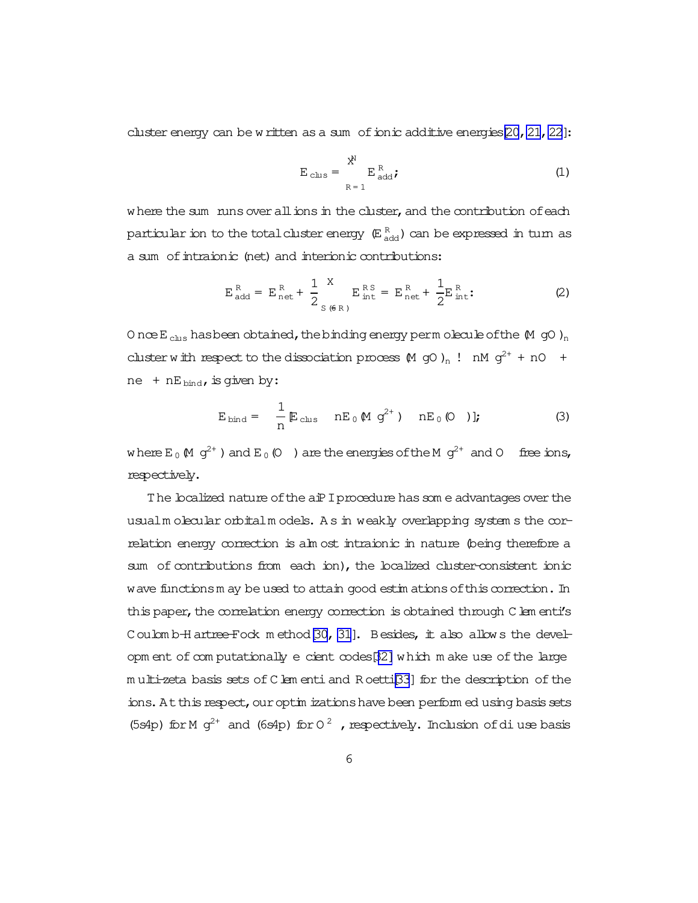cluster energy can be written as a sum of ionic additive energies[20, 21, 22]:

$$E_{clus} = \sum_{R=1}^{N} E^{R}_{add}; \tag{1}$$

where the sum runs over all ions in the cluster, and the contribution of each particular ion to the total cluster energy ($E^{R}_{add}$) can be expressed in turn as a sum of intraionic (net) and interionic contributions:

$$E^{R}_{add} = E^{R}_{net} + \frac{1}{2}\sum_{S(\neq R)} E^{RS}_{int} = E^{R}_{net} + \frac{1}{2}E^{R}_{int}. \tag{2}$$

Once $E_{clus}$ has been obtained, the binding energy per molecule of the $(MgO)_n$ cluster with respect to the dissociation process $(MgO)_n \rightarrow nMg^{2+} + nO^{-} + ne^{-} + nE_{bind}$, is given by:

$$E_{bind} = -\frac{1}{n}[E_{clus} - nE_0(Mg^{2+}) - nE_0(O^{-})]; \tag{3}$$

where $E_0(Mg^{2+})$ and $E_0(O^{-})$ are the energies of the $Mg^{2+}$ and $O^{-}$ free ions, respectively.

The localized nature of the aiPI procedure has some advantages over the usual molecular orbital models. As in weakly overlapping systems the correlation energy correction is almost intraionic in nature (being therefore a sum of contributions from each ion), the localized cluster-consistent ionic wave functions may be used to attain good estimations of this correction. In this paper, the correlation energy correction is obtained through Clementi's Coulomb-Hartree-Fock method[30, 31]. Besides, it also allows the development of computationally efficient codes[32] which make use of the large multi-zeta basis sets of Clementi and Roetti[33] for the description of the ions. At this respect, our optimizations have been performed using basis sets (5s4p) for $Mg^{2+}$ and (6s4p) for $O^{2-}$, respectively. Inclusion of diffuse basis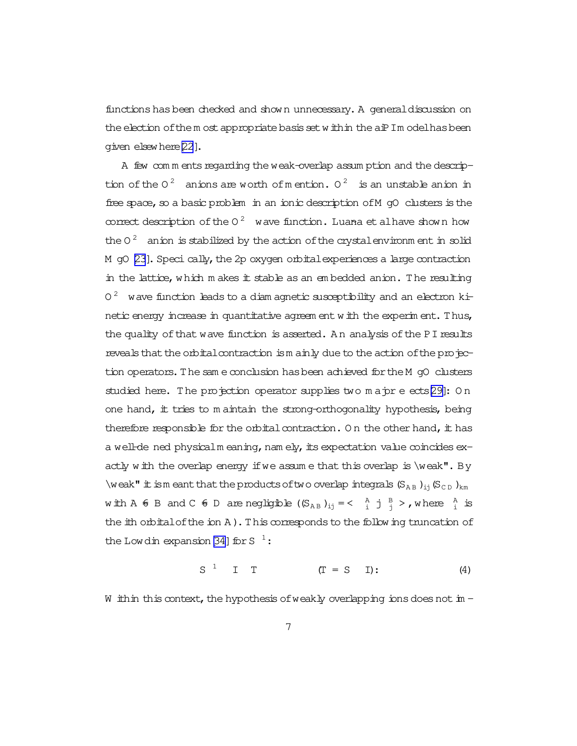functions has been checked and shown unnecessary. A general discussion on the election of the most appropriate basis set within the aiPI model has been given elsewhere [22].

A few comments regarding the weak-overlap assumption and the description of the $O^{2-}$ anions are worth of mention. $O^{2-}$ is an unstable anion in free space, so a basic problem in an ionic description of MgO clusters is the correct description of the $O^{2-}$ wave function. Luaña et al have shown how the $O^{2-}$ anion is stabilized by the action of the crystal environment in solid MgO [23]. Specifically, the 2p oxygen orbital experiences a large contraction in the lattice, which makes it stable as an embedded anion. The resulting $O^{2-}$ wave function leads to a diamagnetic susceptibility and an electron kinetic energy increase in quantitative agreement with the experiment. Thus, the quality of that wave function is asserted. An analysis of the PI results reveals that the orbital contraction is mainly due to the action of the projection operators. The same conclusion has been achieved for the MgO clusters studied here. The projection operator supplies two major effects [29]: On one hand, it tries to maintain the strong-orthogonality hypothesis, being therefore responsible for the orbital contraction. On the other hand, it has a well-defined physical meaning, namely, its expectation value coincides exactly with the overlap energy if we assume that this overlap is "weak". By "weak" it is meant that the products of two overlap integrals $(S_{AB})_{ij}(S_{CD})_{km}$ with $A \neq B$ and $C \neq D$ are negligible ($(S_{AB})_{ij} = \langle \phi_i^A | \phi_j^B \rangle$, where $\phi_i^A$ is the ith orbital of the ion A). This corresponds to the following truncation of the Lowdin expansion [34] for $S^{-1}$:

$$S^{-1} \approx I - T \qquad (T = S - I): \tag{4}$$

Within this context, the hypothesis of weakly overlapping ions does not im-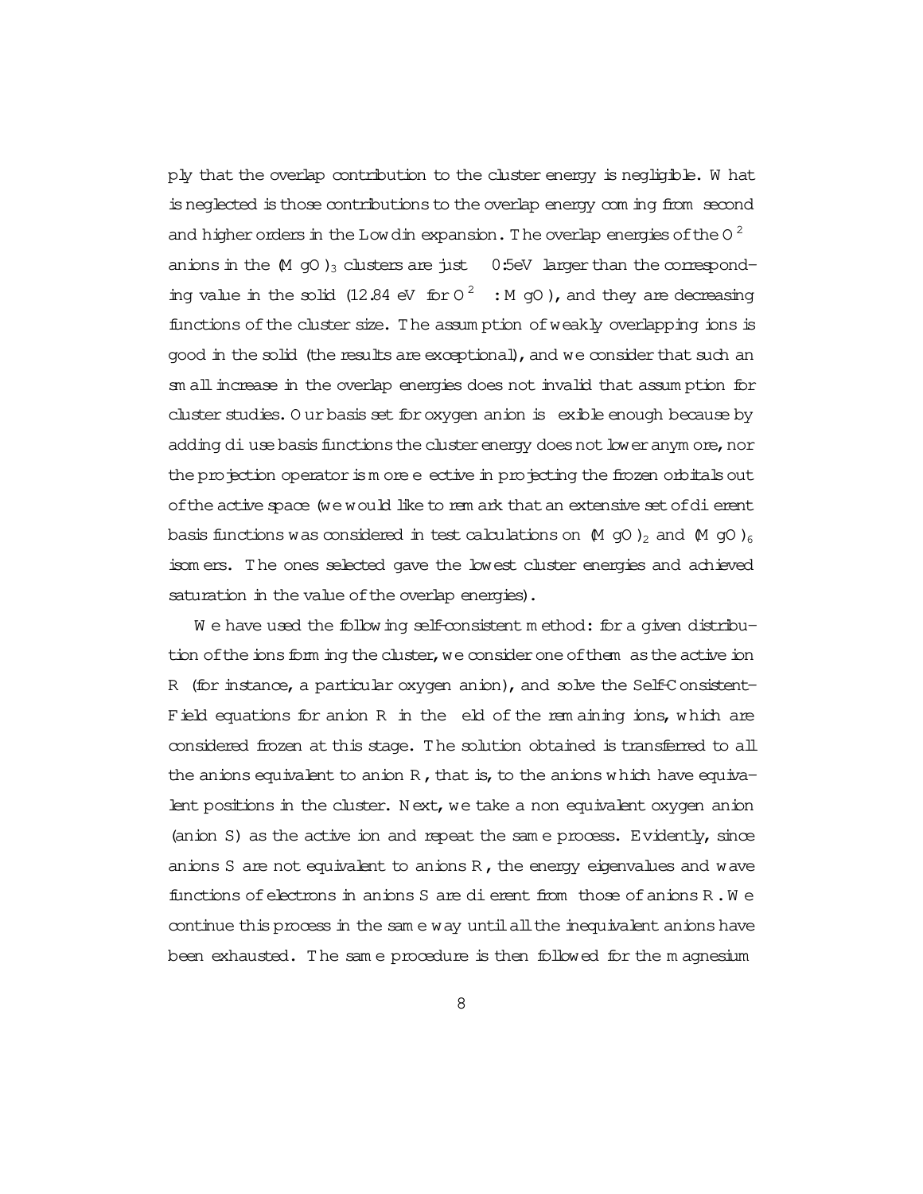ply that the overlap contribution to the cluster energy is negligible. What is neglected is those contributions to the overlap energy coming from second and higher orders in the Lowdin expansion. The overlap energies of the $O^{2-}$ anions in the $(MgO)_3$ clusters are just $\sim 0.5$eV larger than the corresponding value in the solid (12.84 eV for $O^{2-}$ : MgO), and they are decreasing functions of the cluster size. The assumption of weakly overlapping ions is good in the solid (the results are exceptional), and we consider that such an small increase in the overlap energies does not invalid that assumption for cluster studies. Our basis set for oxygen anion is flexible enough because by adding diffuse basis functions the cluster energy does not lower anymore, nor the projection operator is more effective in projecting the frozen orbitals out of the active space (we would like to remark that an extensive set of different basis functions was considered in test calculations on $(MgO)_2$ and $(MgO)_6$ isomers. The ones selected gave the lowest cluster energies and achieved saturation in the value of the overlap energies).

We have used the following self-consistent method: for a given distribution of the ions forming the cluster, we consider one of them as the active ion R (for instance, a particular oxygen anion), and solve the Self-Consistent-Field equations for anion R in the field of the remaining ions, which are considered frozen at this stage. The solution obtained is transferred to all the anions equivalent to anion R, that is, to the anions which have equivalent positions in the cluster. Next, we take a non equivalent oxygen anion (anion S) as the active ion and repeat the same process. Evidently, since anions S are not equivalent to anions R, the energy eigenvalues and wave functions of electrons in anions S are different from those of anions R. We continue this process in the same way until all the inequivalent anions have been exhausted. The same procedure is then followed for the magnesium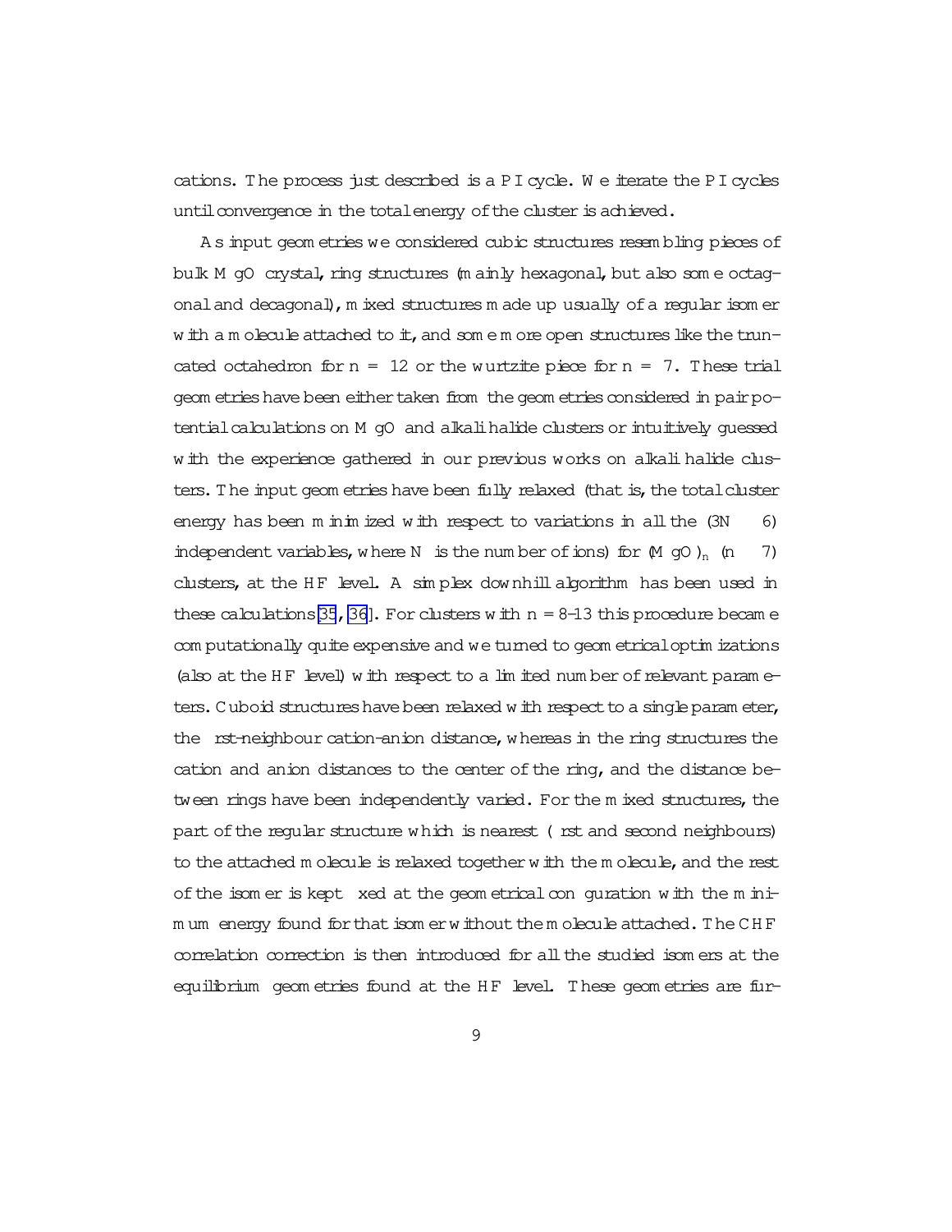cations. The process just described is a PI cycle. We iterate the PI cycles until convergence in the total energy of the cluster is achieved.

As input geometries we considered cubic structures resembling pieces of bulk MgO crystal, ring structures (mainly hexagonal, but also some octagonal and decagonal), mixed structures made up usually of a regular isomer with a molecule attached to it, and some more open structures like the truncated octahedron for $n = 12$ or the wurtzite piece for $n = 7$. These trial geometries have been either taken from the geometries considered in pair potential calculations on MgO and alkali halide clusters or intuitively guessed with the experience gathered in our previous works on alkali halide clusters. The input geometries have been fully relaxed (that is, the total cluster energy has been minimized with respect to variations in all the $(3N - 6)$ independent variables, where $N$ is the number of ions) for $(MgO)_n$ $(n \leq 7)$ clusters, at the HF level. A simplex downhill algorithm has been used in these calculations[35, 36]. For clusters with $n = 8$–$13$ this procedure became computationally quite expensive and we turned to geometrical optimizations (also at the HF level) with respect to a limited number of relevant parameters. Cuboid structures have been relaxed with respect to a single parameter, the first-neighbour cation-anion distance, whereas in the ring structures the cation and anion distances to the center of the ring, and the distance between rings have been independently varied. For the mixed structures, the part of the regular structure which is nearest (first and second neighbours) to the attached molecule is relaxed together with the molecule, and the rest of the isomer is kept fixed at the geometrical configuration with the minimum energy found for that isomer without the molecule attached. The CHF correlation correction is then introduced for all the studied isomers at the equilibrium geometries found at the HF level. These geometries are fur-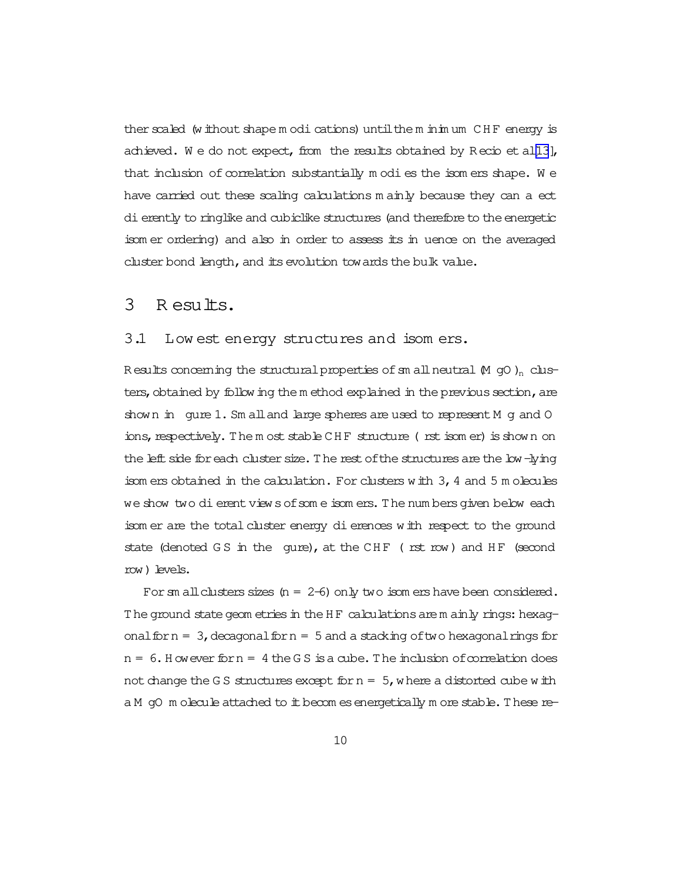ther scaled (without shape modifications) until the minimum CHF energy is achieved. We do not expect, from the results obtained by Recio et al[13], that inclusion of correlation substantially modifies the isomers shape. We have carried out these scaling calculations mainly because they can affect differently to ringlike and cubiclike structures (and therefore to the energetic isomer ordering) and also in order to assess its influence on the averaged cluster bond length, and its evolution towards the bulk value.

## 3 Results.

### 3.1 Lowest energy structures and isomers.

Results concerning the structural properties of small neutral $(MgO)_n$ clusters, obtained by following the method explained in the previous section, are shown in figure 1. Small and large spheres are used to represent Mg and O ions, respectively. The most stable CHF structure (first isomer) is shown on the left side for each cluster size. The rest of the structures are the low-lying isomers obtained in the calculation. For clusters with 3, 4 and 5 molecules we show two different views of some isomers. The numbers given below each isomer are the total cluster energy differences with respect to the ground state (denoted GS in the figure), at the CHF (first row) and HF (second row) levels.

For small clusters sizes ($n = 2$–$6$) only two isomers have been considered. The ground state geometries in the HF calculations are mainly rings: hexagonal for $n = 3$, decagonal for $n = 5$ and a stacking of two hexagonal rings for $n = 6$. However for $n = 4$ the GS is a cube. The inclusion of correlation does not change the GS structures except for $n = 5$, where a distorted cube with a MgO molecule attached to it becomes energetically more stable. These re-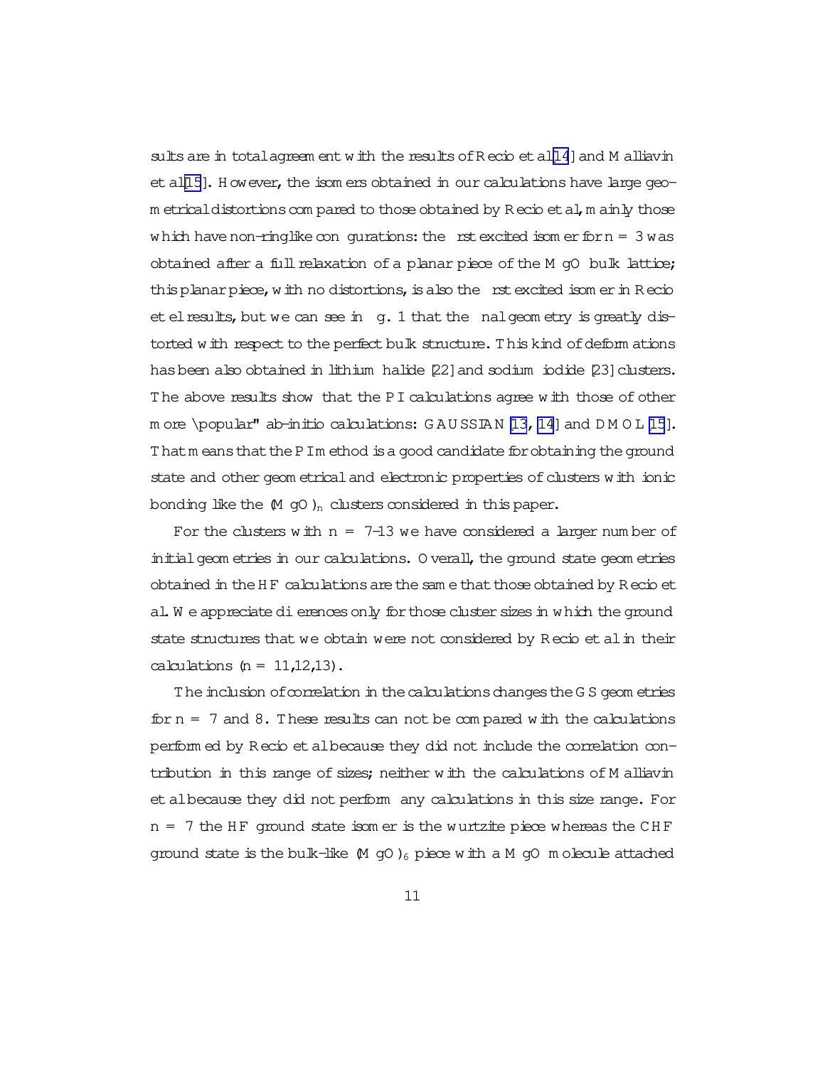sults are in total agreement with the results of Recio et al[14] and Malliavin et al[15]. However, the isomers obtained in our calculations have large geometrical distortions compared to those obtained by Recio et al, mainly those which have non-ringlike configurations: the first excited isomer for $n = 3$ was obtained after a full relaxation of a planar piece of the MgO bulk lattice; this planar piece, with no distortions, is also the first excited isomer in Recio et el results, but we can see in fig. 1 that the final geometry is greatly distorted with respect to the perfect bulk structure. This kind of deformations has been also obtained in lithium halide [22] and sodium iodide [23] clusters. The above results show that the PI calculations agree with those of other more "popular" ab-initio calculations: GAUSSIAN [13, 14] and DMOL [15]. That means that the PI method is a good candidate for obtaining the ground state and other geometrical and electronic properties of clusters with ionic bonding like the $(MgO)_n$ clusters considered in this paper.

For the clusters with $n = 7$–$13$ we have considered a larger number of initial geometries in our calculations. Overall, the ground state geometries obtained in the HF calculations are the same that those obtained by Recio et al. We appreciate differences only for those cluster sizes in which the ground state structures that we obtain were not considered by Recio et al in their calculations ($n = 11,12,13$).

The inclusion of correlation in the calculations changes the GS geometries for $n = 7$ and $8$. These results can not be compared with the calculations performed by Recio et al because they did not include the correlation contribution in this range of sizes; neither with the calculations of Malliavin et al because they did not perform any calculations in this size range. For $n = 7$ the HF ground state isomer is the wurtzite piece whereas the CHF ground state is the bulk-like $(MgO)_6$ piece with a MgO molecule attached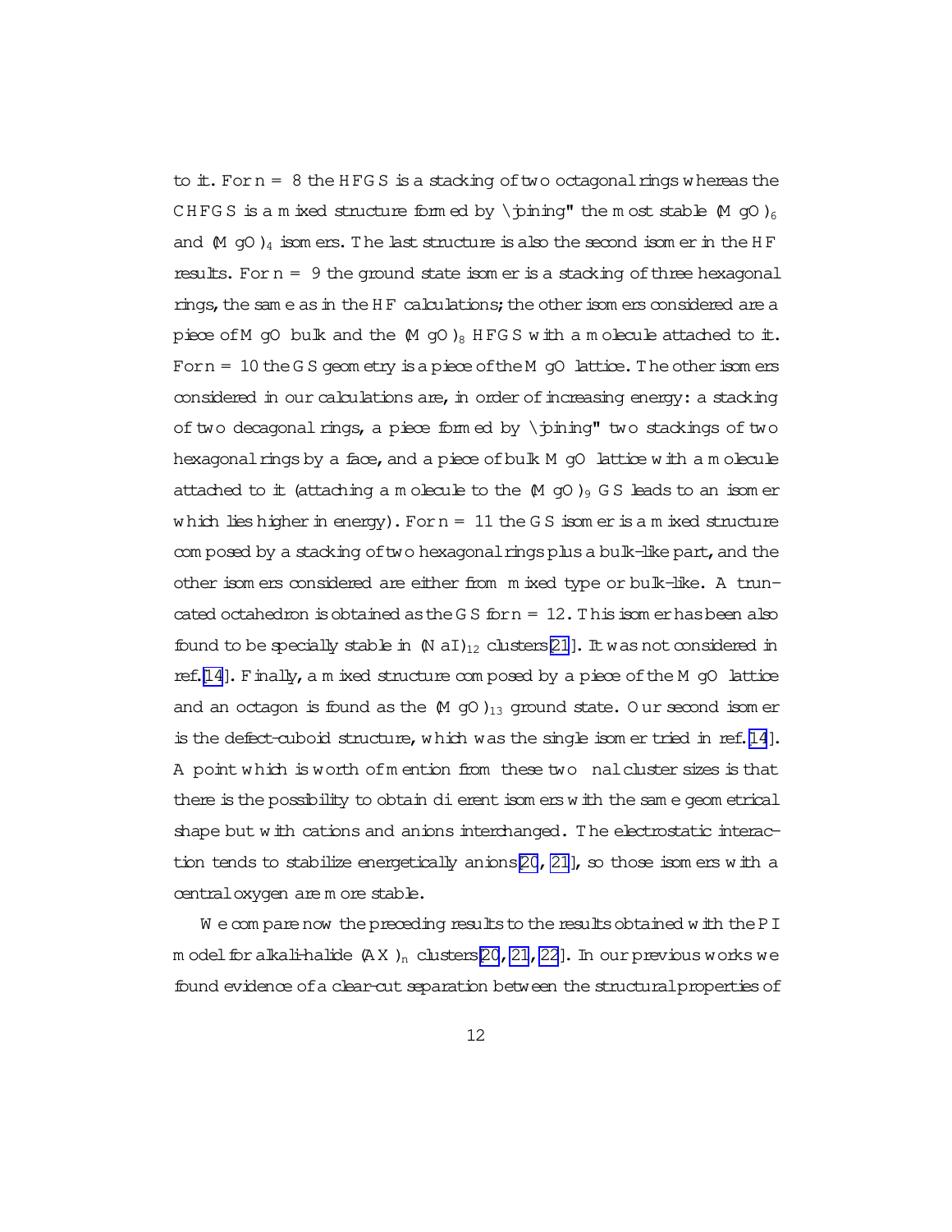to it. For n = 8 the HFGS is a stacking of two octagonal rings whereas the CHFGS is a mixed structure formed by "joining" the most stable $(MgO)_6$ and $(MgO)_4$ isomers. The last structure is also the second isomer in the HF results. For n = 9 the ground state isomer is a stacking of three hexagonal rings, the same as in the HF calculations; the other isomers considered are a piece of MgO bulk and the $(MgO)_8$ HFGS with a molecule attached to it. For n = 10 the GS geometry is a piece of the MgO lattice. The other isomers considered in our calculations are, in order of increasing energy: a stacking of two decagonal rings, a piece formed by "joining" two stackings of two hexagonal rings by a face, and a piece of bulk MgO lattice with a molecule attached to it (attaching a molecule to the $(MgO)_9$ GS leads to an isomer which lies higher in energy). For n = 11 the GS isomer is a mixed structure composed by a stacking of two hexagonal rings plus a bulk-like part, and the other isomers considered are either from mixed type or bulk-like. A truncated octahedron is obtained as the GS for n = 12. This isomer has been also found to be specially stable in $(NaI)_{12}$ clusters[21]. It was not considered in ref.[14]. Finally, a mixed structure composed by a piece of the MgO lattice and an octagon is found as the $(MgO)_{13}$ ground state. Our second isomer is the defect-cuboid structure, which was the single isomer tried in ref.[14]. A point which is worth of mention from these two final cluster sizes is that there is the possibility to obtain different isomers with the same geometrical shape but with cations and anions interchanged. The electrostatic interaction tends to stabilize energetically anions[20, 21], so those isomers with a central oxygen are more stable.

We compare now the preceding results to the results obtained with the PI model for alkali-halide $(AX)_n$ clusters[20, 21, 22]. In our previous works we found evidence of a clear-cut separation between the structural properties of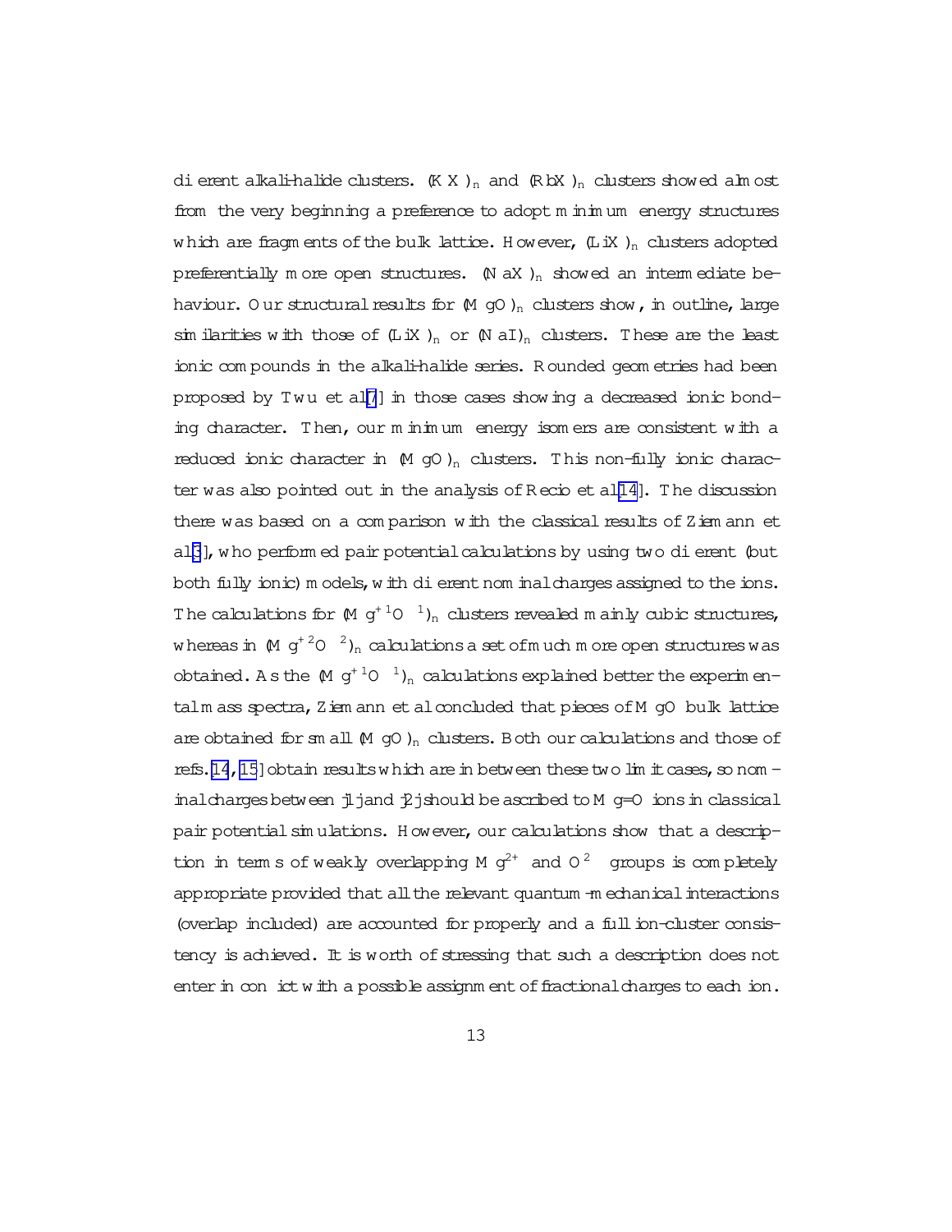different alkali-halide clusters. $(KX)_n$ and $(RbX)_n$ clusters showed almost from the very beginning a preference to adopt minimum energy structures which are fragments of the bulk lattice. However, $(LiX)_n$ clusters adopted preferentially more open structures. $(NaX)_n$ showed an intermediate behaviour. Our structural results for $(MgO)_n$ clusters show, in outline, large similarities with those of $(LiX)_n$ or $(NaI)_n$ clusters. These are the least ionic compounds in the alkali-halide series. Rounded geometries had been proposed by Twu et al[7] in those cases showing a decreased ionic bonding character. Then, our minimum energy isomers are consistent with a reduced ionic character in $(MgO)_n$ clusters. This non-fully ionic character was also pointed out in the analysis of Recio et al[14]. The discussion there was based on a comparison with the classical results of Ziemann et al[3], who performed pair potential calculations by using two different (but both fully ionic) models, with different nominal charges assigned to the ions. The calculations for $(Mg^{+1}O^{-1})_n$ clusters revealed mainly cubic structures, whereas in $(Mg^{+2}O^{-2})_n$ calculations a set of much more open structures was obtained. As the $(Mg^{+1}O^{-1})_n$ calculations explained better the experimental mass spectra, Ziemann et al concluded that pieces of MgO bulk lattice are obtained for small $(MgO)_n$ clusters. Both our calculations and those of refs.[14, 15] obtain results which are in between these two limit cases, so nominal charges between $|1|$ and $|2|$ should be ascribed to Mg-O ions in classical pair potential simulations. However, our calculations show that a description in terms of weakly overlapping $Mg^{2+}$ and $O^{2-}$ groups is completely appropriate provided that all the relevant quantum-mechanical interactions (overlap included) are accounted for properly and a full ion-cluster consistency is achieved. It is worth of stressing that such a description does not enter in conflict with a possible assignment of fractional charges to each ion.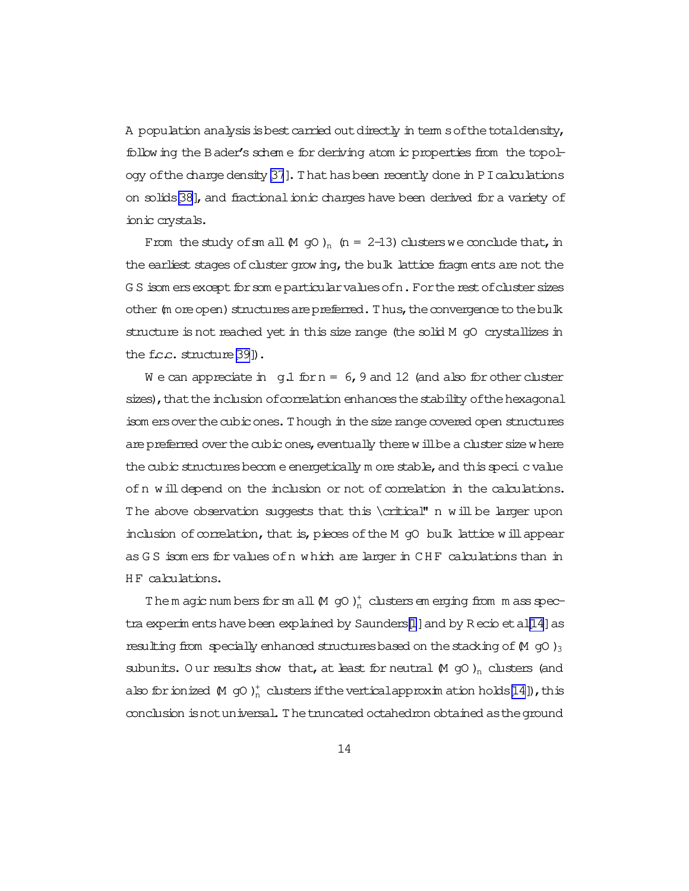A population analysis is best carried out directly in terms of the total density, following the Bader's scheme for deriving atomic properties from the topology of the charge density [37]. That has been recently done in PI calculations on solids [38], and fractional ionic charges have been derived for a variety of ionic crystals.

From the study of small $(MgO)_n$ ($n$ = 2–13) clusters we conclude that, in the earliest stages of cluster growing, the bulk lattice fragments are not the GS isomers except for some particular values of $n$. For the rest of cluster sizes other (more open) structures are preferred. Thus, the convergence to the bulk structure is not reached yet in this size range (the solid MgO crystallizes in the f.c.c. structure [39]).

We can appreciate in fig.1 for $n$ = 6, 9 and 12 (and also for other cluster sizes), that the inclusion of correlation enhances the stability of the hexagonal isomers over the cubic ones. Though in the size range covered open structures are preferred over the cubic ones, eventually there will be a cluster size where the cubic structures become energetically more stable, and this specific value of $n$ will depend on the inclusion or not of correlation in the calculations. The above observation suggests that this "critical" $n$ will be larger upon inclusion of correlation, that is, pieces of the MgO bulk lattice will appear as GS isomers for values of $n$ which are larger in CHF calculations than in HF calculations.

The magic numbers for small $(MgO)_n^+$ clusters emerging from mass spectra experiments have been explained by Saunders[1] and by Recio et al[14] as resulting from specially enhanced structures based on the stacking of $(MgO)_3$ subunits. Our results show that, at least for neutral $(MgO)_n$ clusters (and also for ionized $(MgO)_n^+$ clusters if the vertical approximation holds[14]), this conclusion is not universal. The truncated octahedron obtained as the ground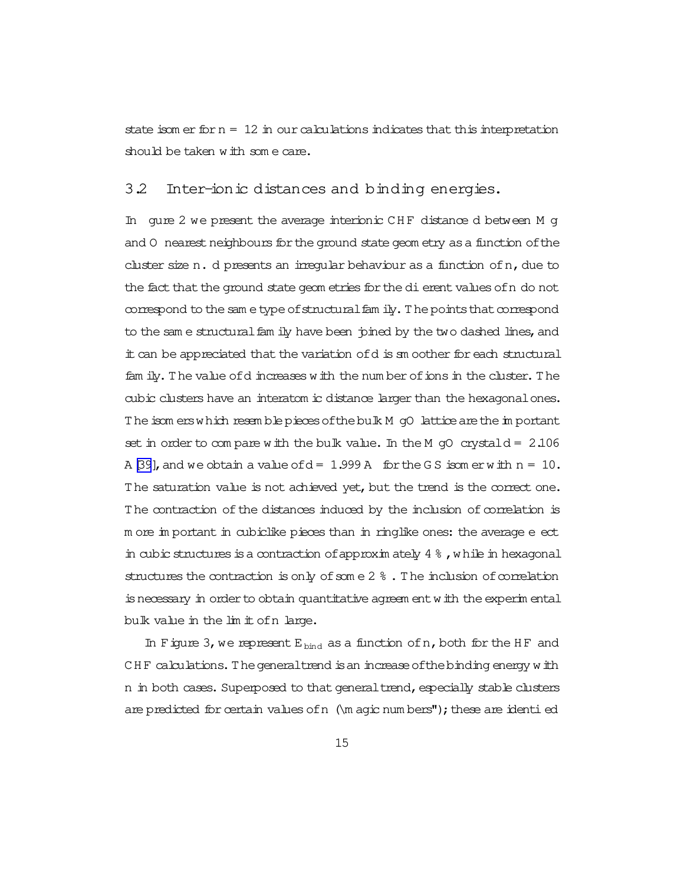state isomer for $n = 12$ in our calculations indicates that this interpretation should be taken with some care.

## 3.2 Inter-ionic distances and binding energies.

In figure 2 we present the average interionic CHF distance d between Mg and O nearest neighbours for the ground state geometry as a function of the cluster size n. d presents an irregular behaviour as a function of n, due to the fact that the ground state geometries for the different values of n do not correspond to the same type of structural family. The points that correspond to the same structural family have been joined by the two dashed lines, and it can be appreciated that the variation of d is smoother for each structural family. The value of d increases with the number of ions in the cluster. The cubic clusters have an interatomic distance larger than the hexagonal ones. The isomers which resemble pieces of the bulk MgO lattice are the important set in order to compare with the bulk value. In the MgO crystal $d = 2.106$ Å [39], and we obtain a value of $d = 1.999$ Å for the GS isomer with $n = 10$. The saturation value is not achieved yet, but the trend is the correct one. The contraction of the distances induced by the inclusion of correlation is more important in cubiclike pieces than in ringlike ones: the average effect in cubic structures is a contraction of approximately 4 %, while in hexagonal structures the contraction is only of some 2 %. The inclusion of correlation is necessary in order to obtain quantitative agreement with the experimental bulk value in the limit of n large.

In Figure 3, we represent $E_{bind}$ as a function of n, both for the HF and CHF calculations. The general trend is an increase of the binding energy with n in both cases. Superposed to that general trend, especially stable clusters are predicted for certain values of n ("magic numbers"); these are identified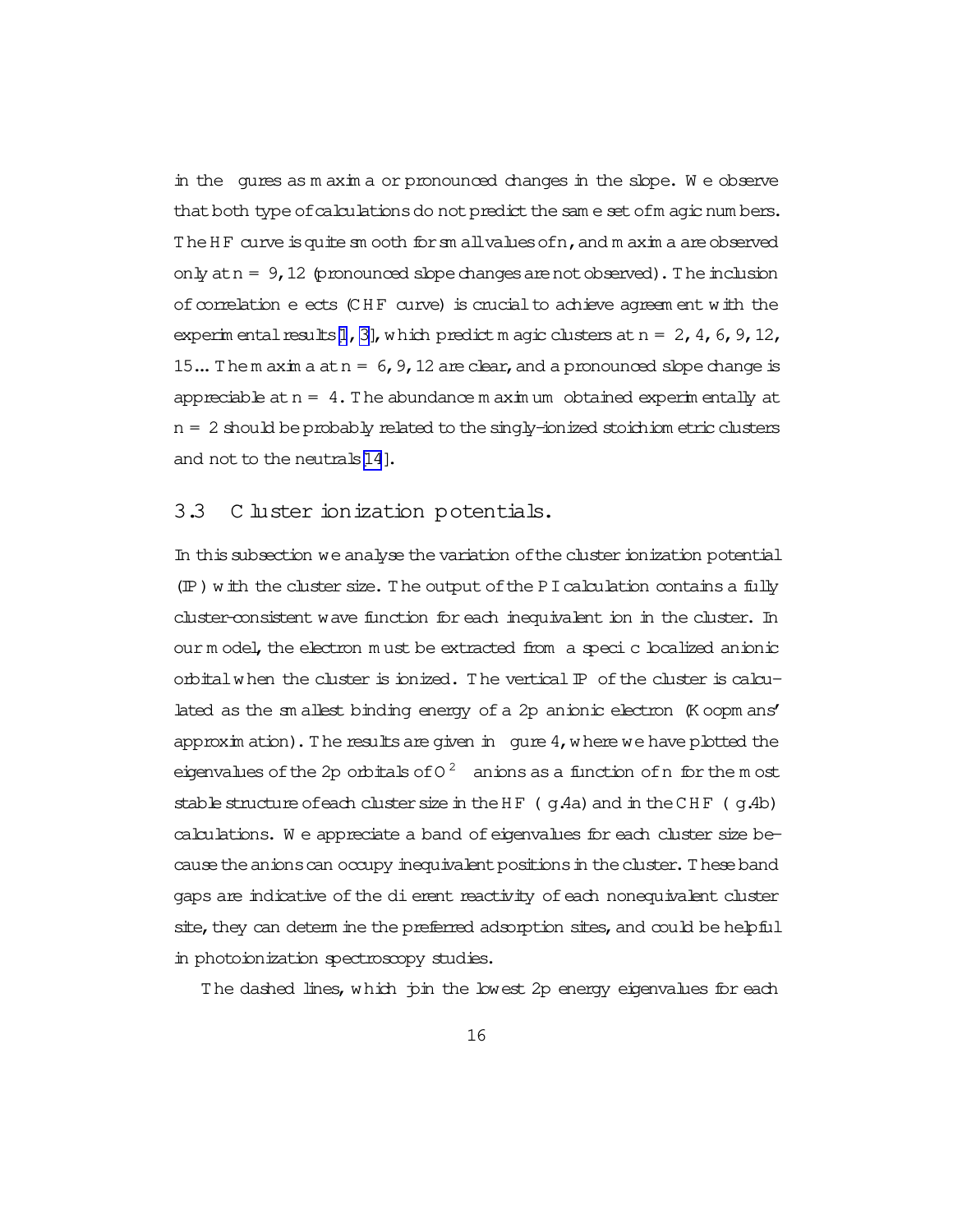in the figures as maxima or pronounced changes in the slope. We observe that both type of calculations do not predict the same set of magic numbers. The HF curve is quite smooth for small values of n, and maxima are observed only at n = 9, 12 (pronounced slope changes are not observed). The inclusion of correlation effects (CHF curve) is crucial to achieve agreement with the experimental results[1, 3], which predict magic clusters at n = 2, 4, 6, 9, 12, 15... The maxima at n = 6, 9, 12 are clear, and a pronounced slope change is appreciable at n = 4. The abundance maximum obtained experimentally at n = 2 should be probably related to the singly-ionized stoichiometric clusters and not to the neutrals[14].

### 3.3 Cluster ionization potentials.

In this subsection we analyse the variation of the cluster ionization potential (IP) with the cluster size. The output of the PI calculation contains a fully cluster-consistent wave function for each inequivalent ion in the cluster. In our model, the electron must be extracted from a specific localized anionic orbital when the cluster is ionized. The vertical IP of the cluster is calculated as the smallest binding energy of a 2p anionic electron (Koopmans' approximation). The results are given in figure 4, where we have plotted the eigenvalues of the 2p orbitals of $O^{2-}$ anions as a function of n for the most stable structure of each cluster size in the HF (fig.4a) and in the CHF (fig.4b) calculations. We appreciate a band of eigenvalues for each cluster size because the anions can occupy inequivalent positions in the cluster. These band gaps are indicative of the different reactivity of each nonequivalent cluster site, they can determine the preferred adsorption sites, and could be helpful in photoionization spectroscopy studies.

The dashed lines, which join the lowest 2p energy eigenvalues for each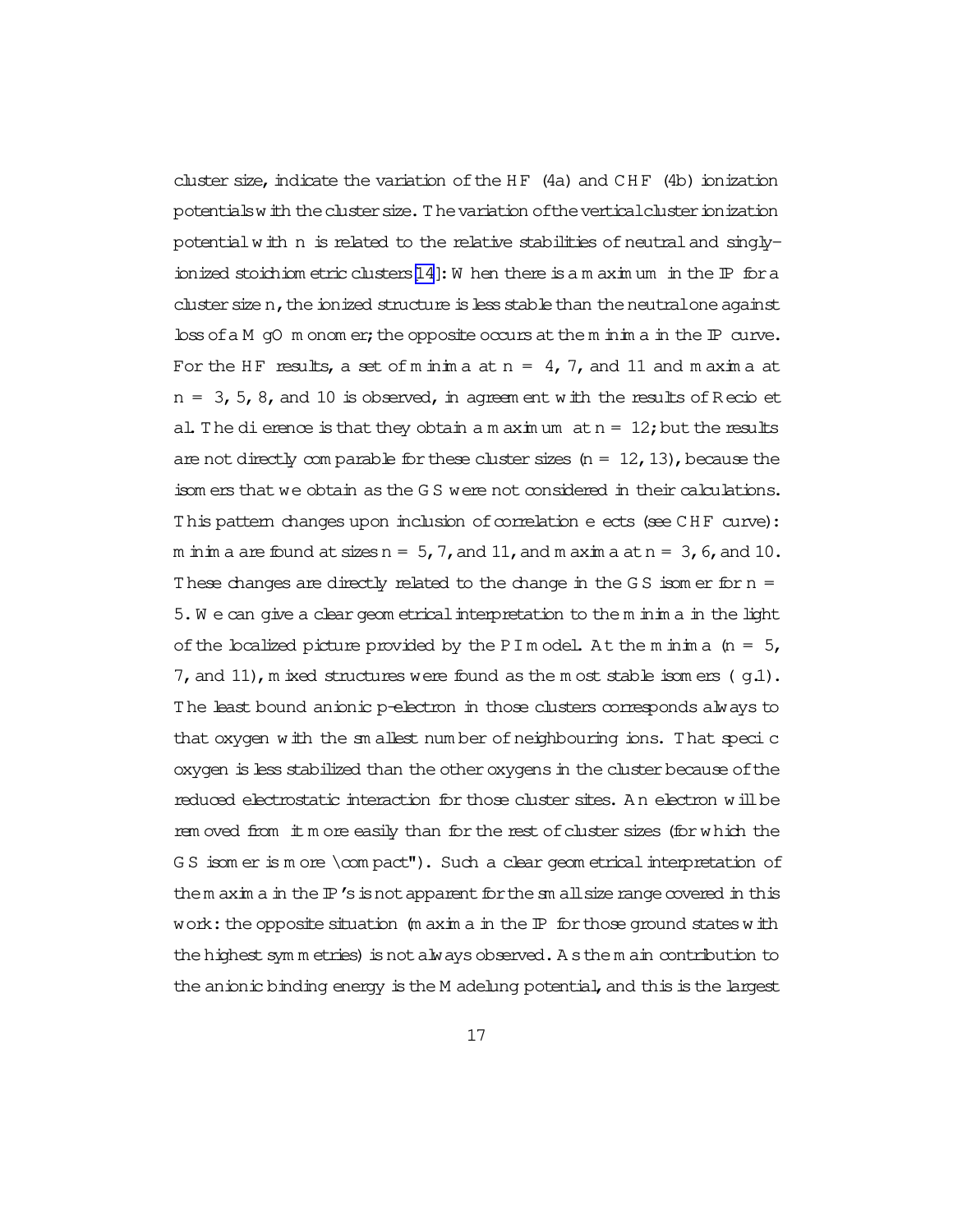cluster size, indicate the variation of the HF (4a) and CHF (4b) ionization potentials with the cluster size. The variation of the vertical cluster ionization potential with n is related to the relative stabilities of neutral and singly-ionized stoichiometric clusters [14]: When there is a maximum in the IP for a cluster size n, the ionized structure is less stable than the neutral one against loss of a MgO monomer; the opposite occurs at the minima in the IP curve. For the HF results, a set of minima at n = 4, 7, and 11 and maxima at n = 3, 5, 8, and 10 is observed, in agreement with the results of Recio et al. The difference is that they obtain a maximum at n = 12; but the results are not directly comparable for these cluster sizes (n = 12, 13), because the isomers that we obtain as the GS were not considered in their calculations. This pattern changes upon inclusion of correlation effects (see CHF curve): minima are found at sizes n = 5, 7, and 11, and maxima at n = 3, 6, and 10. These changes are directly related to the change in the GS isomer for n = 5. We can give a clear geometrical interpretation to the minima in the light of the localized picture provided by the PI model. At the minima (n = 5, 7, and 11), mixed structures were found as the most stable isomers (fig.1). The least bound anionic p-electron in those clusters corresponds always to that oxygen with the smallest number of neighbouring ions. That specific oxygen is less stabilized than the other oxygens in the cluster because of the reduced electrostatic interaction for those cluster sites. An electron will be removed from it more easily than for the rest of cluster sizes (for which the GS isomer is more "compact"). Such a clear geometrical interpretation of the maxima in the IP's is not apparent for the small size range covered in this work: the opposite situation (maxima in the IP for those ground states with the highest symmetries) is not always observed. As the main contribution to the anionic binding energy is the Madelung potential, and this is the largest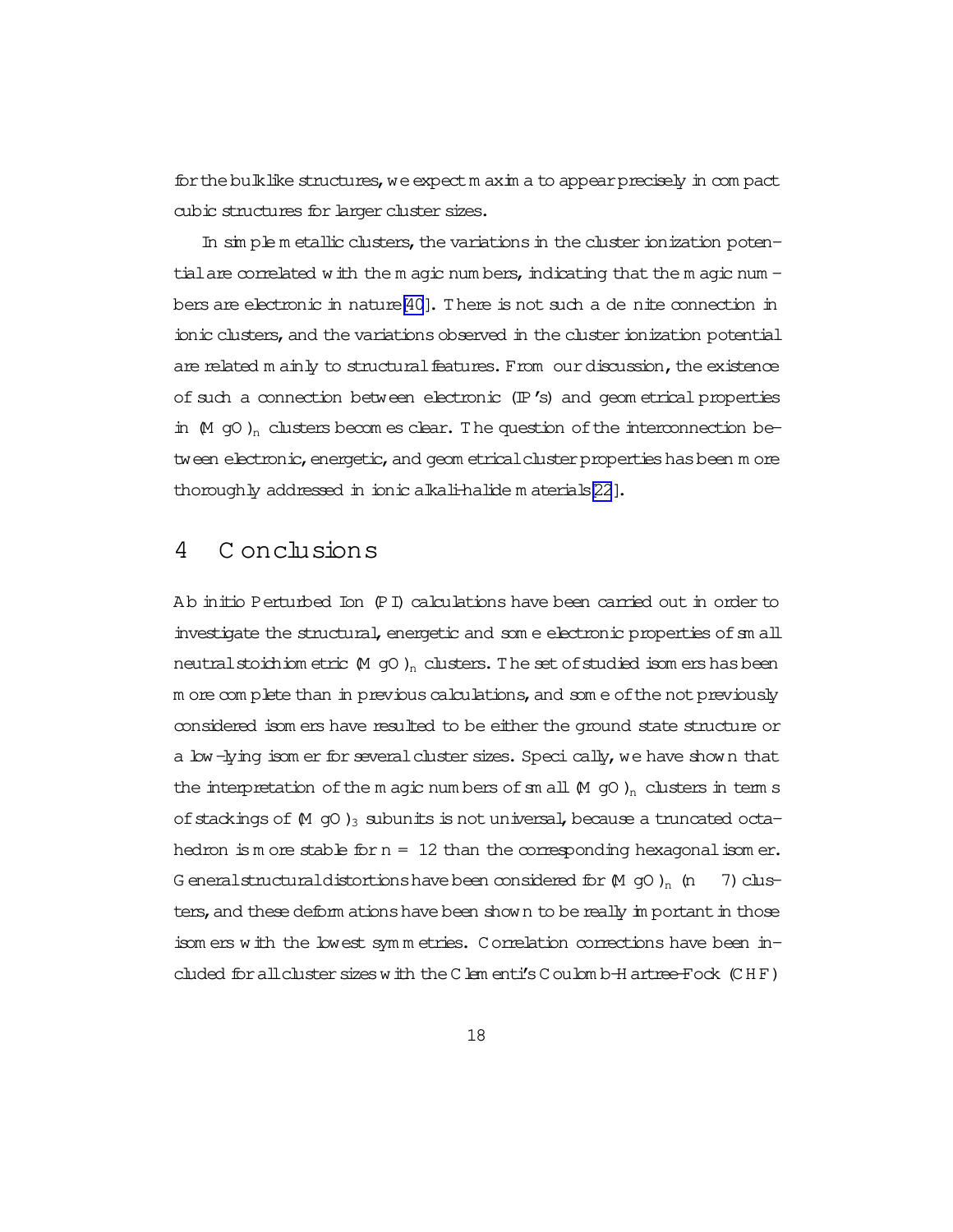for the bulklike structures, we expect maxima to appear precisely in compact cubic structures for larger cluster sizes.

In simple metallic clusters, the variations in the cluster ionization potential are correlated with the magic numbers, indicating that the magic numbers are electronic in nature[40]. There is not such a definite connection in ionic clusters, and the variations observed in the cluster ionization potential are related mainly to structural features. From our discussion, the existence of such a connection between electronic (IP's) and geometrical properties in $(MgO)_n$ clusters becomes clear. The question of the interconnection between electronic, energetic, and geometrical cluster properties has been more thoroughly addressed in ionic alkali-halide materials[22].

# 4 Conclusions

Ab initio Perturbed Ion (PI) calculations have been carried out in order to investigate the structural, energetic and some electronic properties of small neutral stoichiometric $(MgO)_n$ clusters. The set of studied isomers has been more complete than in previous calculations, and some of the not previously considered isomers have resulted to be either the ground state structure or a low-lying isomer for several cluster sizes. Specifically, we have shown that the interpretation of the magic numbers of small $(MgO)_n$ clusters in terms of stackings of $(MgO)_3$ subunits is not universal, because a truncated octahedron is more stable for $n = 12$ than the corresponding hexagonal isomer. General structural distortions have been considered for $(MgO)_n$ ($n \leq 7$) clusters, and these deformations have been shown to be really important in those isomers with the lowest symmetries. Correlation corrections have been included for all cluster sizes with the Clementi's Coulomb-Hartree-Fock (CHF)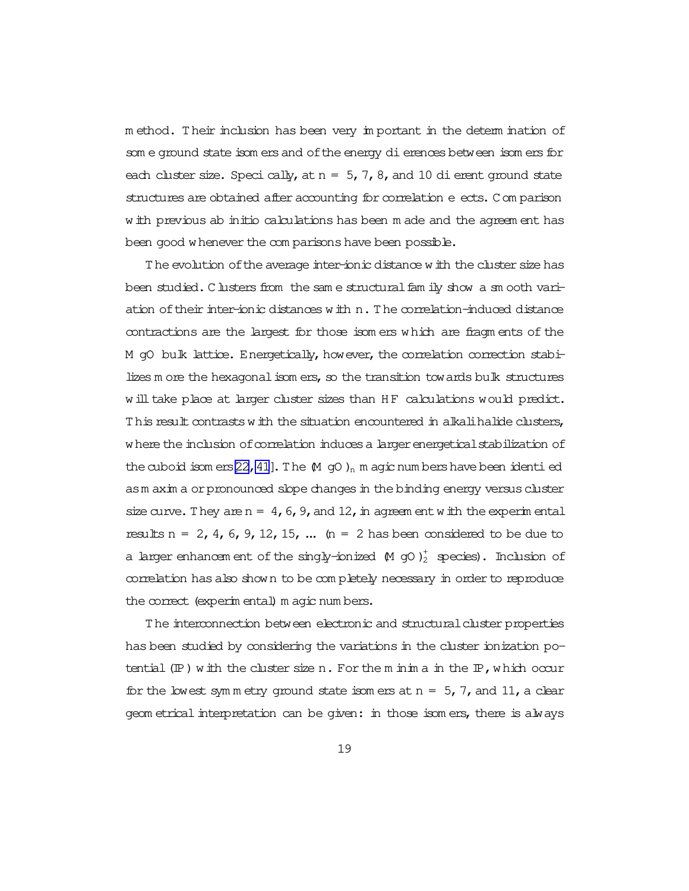method. Their inclusion has been very important in the determination of some ground state isomers and of the energy differences between isomers for each cluster size. Specifically, at $n = 5, 7, 8$, and 10 different ground state structures are obtained after accounting for correlation effects. Comparison with previous ab initio calculations has been made and the agreement has been good whenever the comparisons have been possible.

The evolution of the average inter-ionic distance with the cluster size has been studied. Clusters from the same structural family show a smooth variation of their inter-ionic distances with $n$. The correlation-induced distance contractions are the largest for those isomers which are fragments of the MgO bulk lattice. Energetically, however, the correlation correction stabilizes more the hexagonal isomers, so the transition towards bulk structures will take place at larger cluster sizes than HF calculations would predict. This result contrasts with the situation encountered in alkali halide clusters, where the inclusion of correlation induces a larger energetical stabilization of the cuboid isomers[22, 41]. The $(MgO)_n$ magic numbers have been identified as maxima or pronounced slope changes in the binding energy versus cluster size curve. They are $n = 4, 6, 9$, and 12, in agreement with the experimental results $n = 2, 4, 6, 9, 12, 15, \ldots$ ($n = 2$ has been considered to be due to a larger enhancement of the singly-ionized $(MgO)_2^+$ species). Inclusion of correlation has also shown to be completely necessary in order to reproduce the correct (experimental) magic numbers.

The interconnection between electronic and structural cluster properties has been studied by considering the variations in the cluster ionization potential (IP) with the cluster size $n$. For the minima in the IP, which occur for the lowest symmetry ground state isomers at $n = 5, 7$, and 11, a clear geometrical interpretation can be given: in those isomers, there is always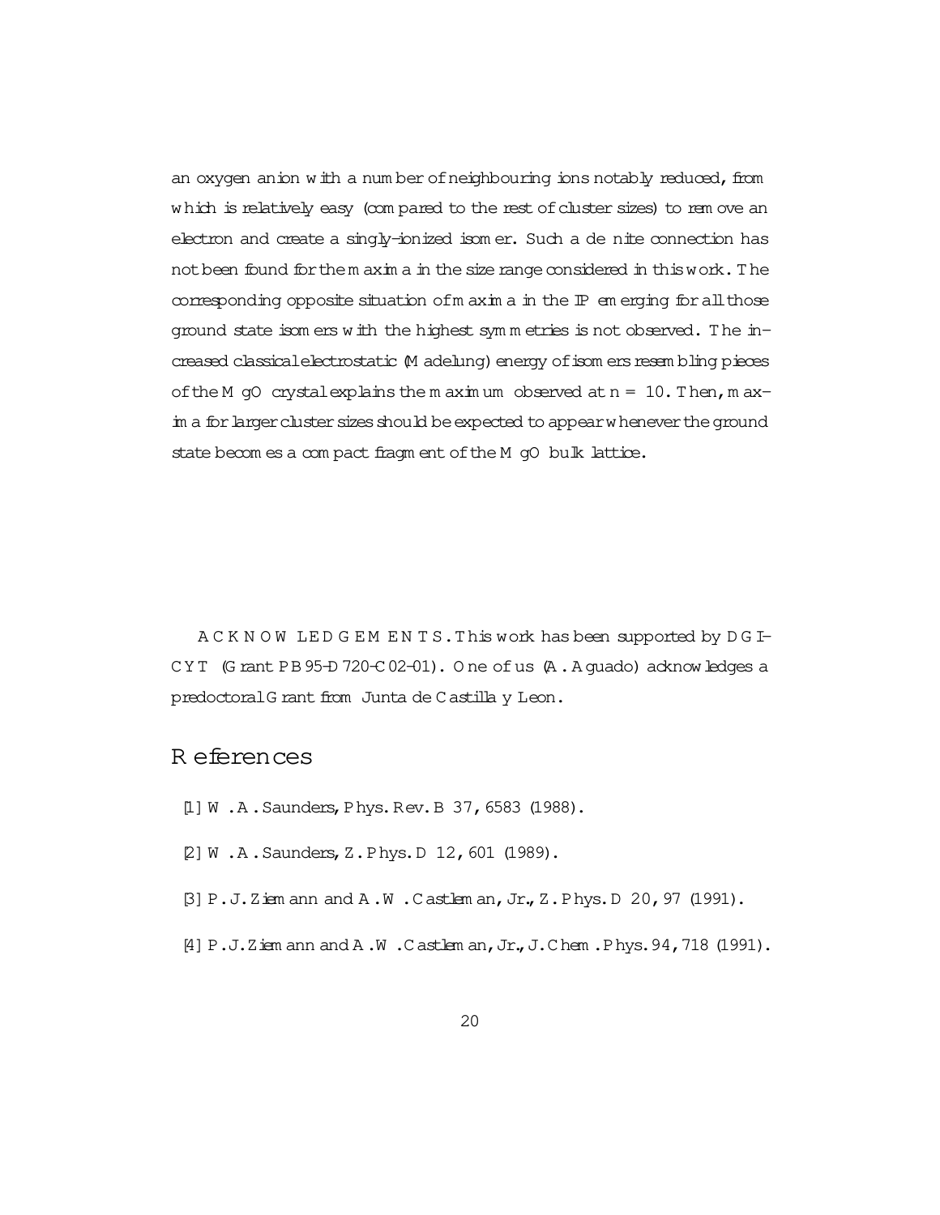an oxygen anion with a number of neighbouring ions notably reduced, from which is relatively easy (compared to the rest of cluster sizes) to remove an electron and create a singly-ionized isomer. Such a definite connection has not been found for the maxima in the size range considered in this work. The corresponding opposite situation of maxima in the IP emerging for all those ground state isomers with the highest symmetries is not observed. The increased classical electrostatic (Madelung) energy of isomers resembling pieces of the MgO crystal explains the maximum observed at $n = 10$. Then, maxima for larger cluster sizes should be expected to appear whenever the ground state becomes a compact fragment of the MgO bulk lattice.

ACKNOWLEDGEMENTS. This work has been supported by DGICYT (Grant PB95-0720-C02-01). One of us (A. Aguado) acknowledges a predoctoral Grant from Junta de Castilla y Leon.

# References

[1] W. A. Saunders, Phys. Rev. B 37, 6583 (1988).

[2] W. A. Saunders, Z. Phys. D 12, 601 (1989).

[3] P. J. Ziemann and A. W. Castleman, Jr., Z. Phys. D 20, 97 (1991).

[4] P. J. Ziemann and A. W. Castleman, Jr., J. Chem. Phys. 94, 718 (1991).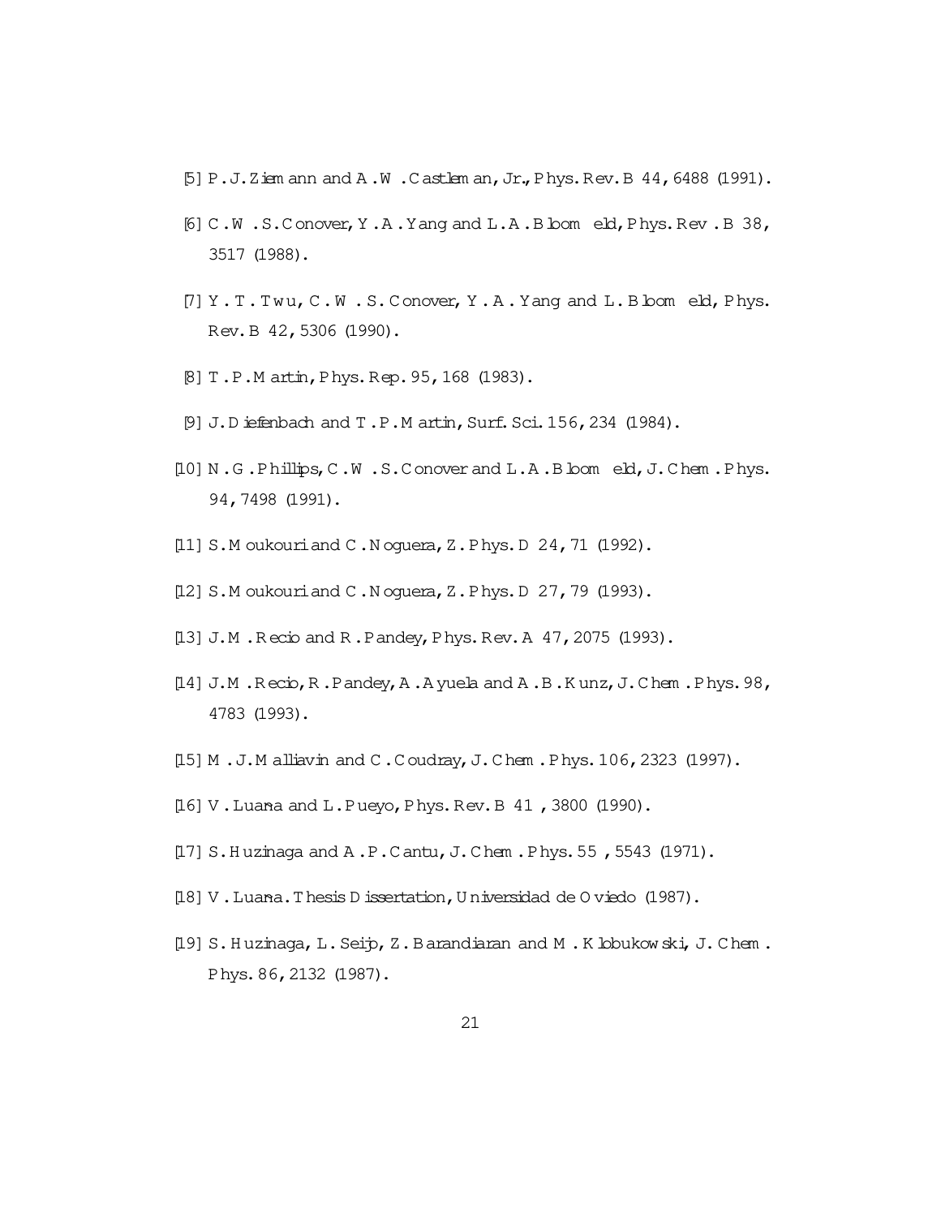[5] P. J. Ziemann and A. W. Castleman, Jr., Phys. Rev. B 44, 6488 (1991).

[6] C. W. S. Conover, Y. A. Yang and L. A. Bloomfield, Phys. Rev. B 38, 3517 (1988).

[7] Y. T. Twu, C. W. S. Conover, Y. A. Yang and L. Bloomfield, Phys. Rev. B 42, 5306 (1990).

[8] T. P. Martin, Phys. Rep. 95, 168 (1983).

[9] J. Diefenbach and T. P. Martin, Surf. Sci. 156, 234 (1984).

[10] N. G. Phillips, C. W. S. Conover and L. A. Bloomfield, J. Chem. Phys. 94, 7498 (1991).

[11] S. Moukouri and C. Noguera, Z. Phys. D 24, 71 (1992).

[12] S. Moukouri and C. Noguera, Z. Phys. D 27, 79 (1993).

[13] J. M. Recio and R. Pandey, Phys. Rev. A 47, 2075 (1993).

[14] J. M. Recio, R. Pandey, A. Ayuela and A. B. Kunz, J. Chem. Phys. 98, 4783 (1993).

[15] M. J. Malliavin and C. Coudray, J. Chem. Phys. 106, 2323 (1997).

[16] V. Luaña and L. Pueyo, Phys. Rev. B 41, 3800 (1990).

[17] S. Huzinaga and A. P. Cantu, J. Chem. Phys. 55, 5543 (1971).

[18] V. Luaña. Thesis Dissertation, Universidad de Oviedo (1987).

[19] S. Huzinaga, L. Seijo, Z. Barandiaran and M. Klobukowski, J. Chem. Phys. 86, 2132 (1987).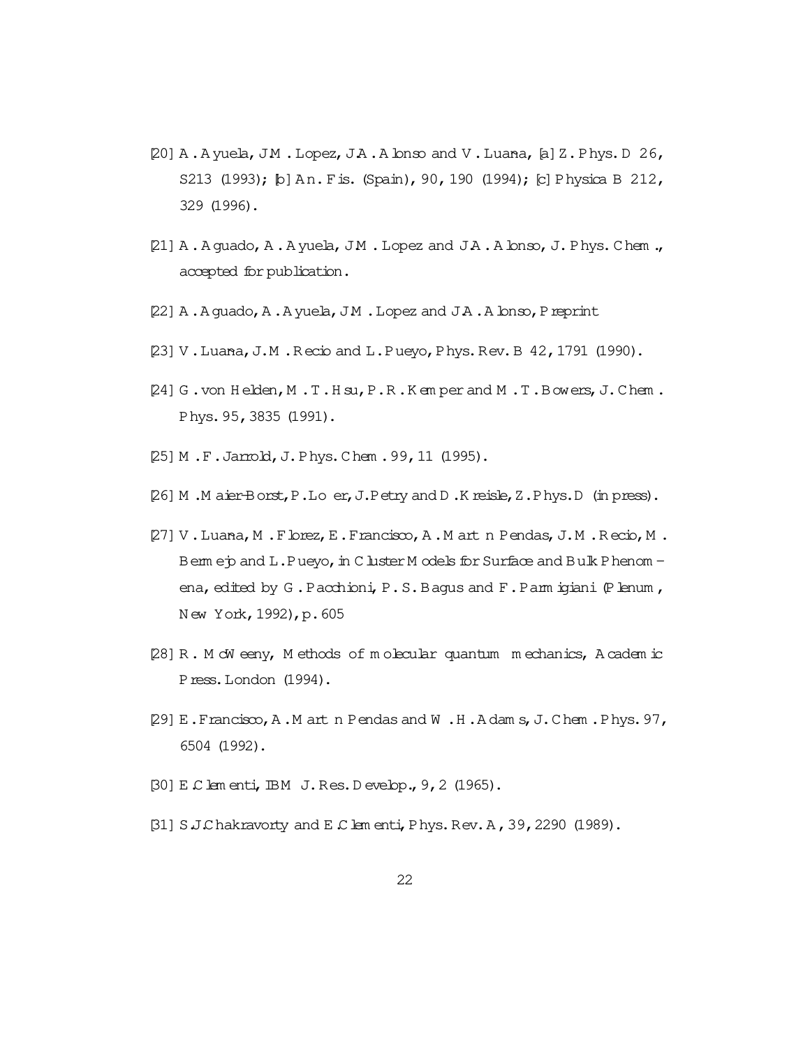[20] A. Ayuela, J.M. Lopez, J.A. Alonso and V. Luaña, [a] Z. Phys. D 26, S213 (1993); [b] An. Fis. (Spain), 90, 190 (1994); [c] Physica B 212, 329 (1996).

[21] A. Aguado, A. Ayuela, J.M. Lopez and J.A. Alonso, J. Phys. Chem., accepted for publication.

[22] A. Aguado, A. Ayuela, J.M. Lopez and J.A. Alonso, Preprint

[23] V. Luaña, J.M. Recio and L. Pueyo, Phys. Rev. B 42, 1791 (1990).

[24] G. von Helden, M.T. Hsu, P.R. Kemper and M.T. Bowers, J. Chem. Phys. 95, 3835 (1991).

[25] M.F. Jarrold, J. Phys. Chem. 99, 11 (1995).

[26] M. Maier-Borst, P. Loffler, J. Petry and D. Kreisle, Z. Phys. D (in press).

[27] V. Luaña, M. Florez, E. Francisco, A. Martín Pendas, J.M. Recio, M. Bermejo and L. Pueyo, in Cluster Models for Surface and Bulk Phenomena, edited by G. Pacchioni, P.S. Bagus and F. Parmigiani (Plenum, New York, 1992), p. 605

[28] R. McWeeny, Methods of molecular quantum mechanics, Academic Press. London (1994).

[29] E. Francisco, A. Martín Pendas and W.H. Adams, J. Chem. Phys. 97, 6504 (1992).

[30] E. Clementi, IBM J. Res. Develop., 9, 2 (1965).

[31] S.J. Chakravorty and E. Clementi, Phys. Rev. A, 39, 2290 (1989).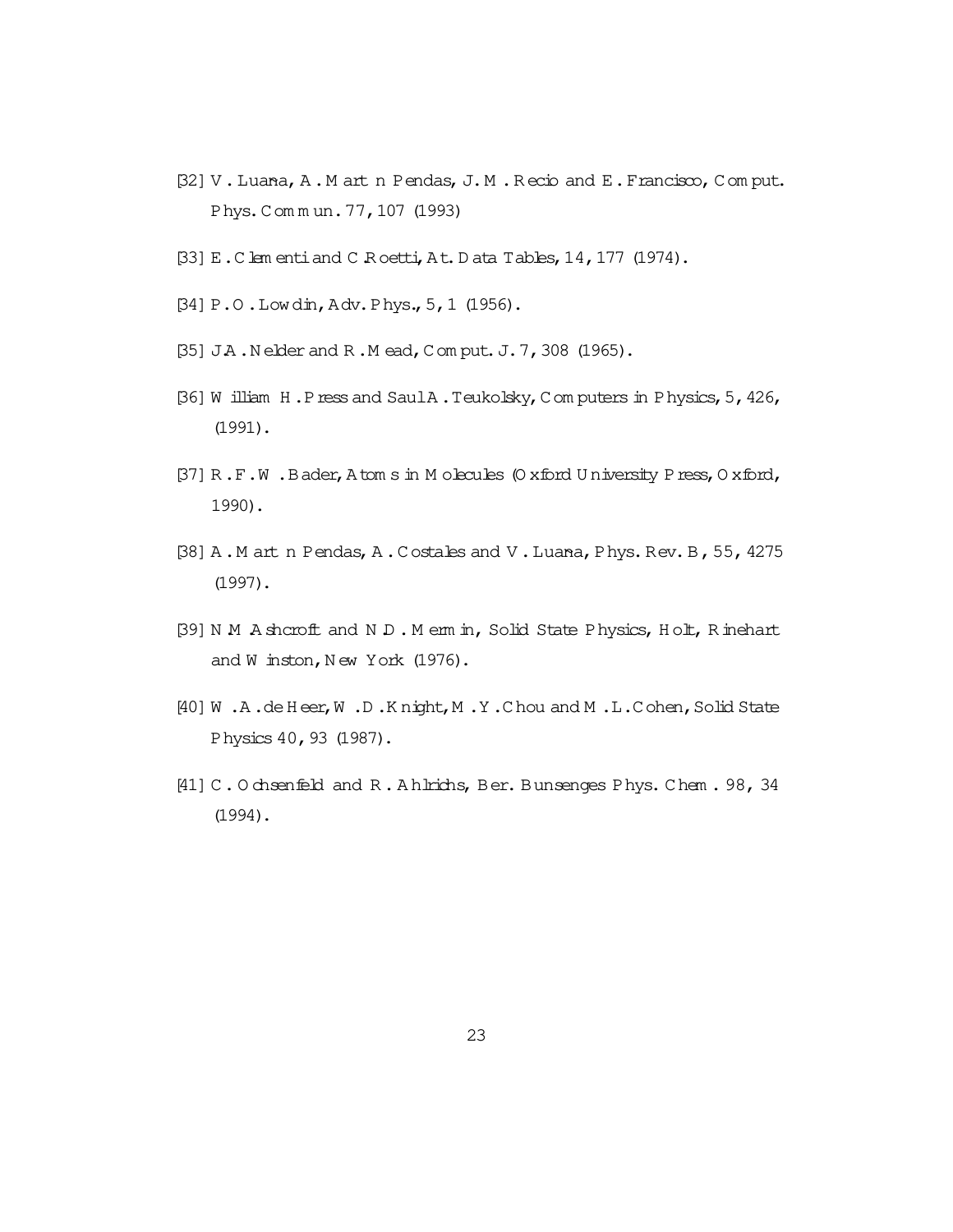[32] V. Luaña, A. Martín Pendás, J. M. Recio and E. Francisco, Comput. Phys. Commun. 77, 107 (1993)

[33] E. Clementi and C. Roetti, At. Data Tables, 14, 177 (1974).

[34] P. O. Lowdin, Adv. Phys., 5, 1 (1956).

[35] J.A. Nelder and R. Mead, Comput. J. 7, 308 (1965).

[36] William H. Press and Saul A. Teukolsky, Computers in Physics, 5, 426, (1991).

[37] R. F. W. Bader, Atoms in Molecules (Oxford University Press, Oxford, 1990).

[38] A. Martín Pendás, A. Costales and V. Luaña, Phys. Rev. B, 55, 4275 (1997).

[39] N. M. Ashcroft and N. D. Mermin, Solid State Physics, Holt, Rinehart and Winston, New York (1976).

[40] W. A. de Heer, W. D. Knight, M. Y. Chou and M. L. Cohen, Solid State Physics 40, 93 (1987).

[41] C. Ochsenfeld and R. Ahlrichs, Ber. Bunsenges Phys. Chem. 98, 34 (1994).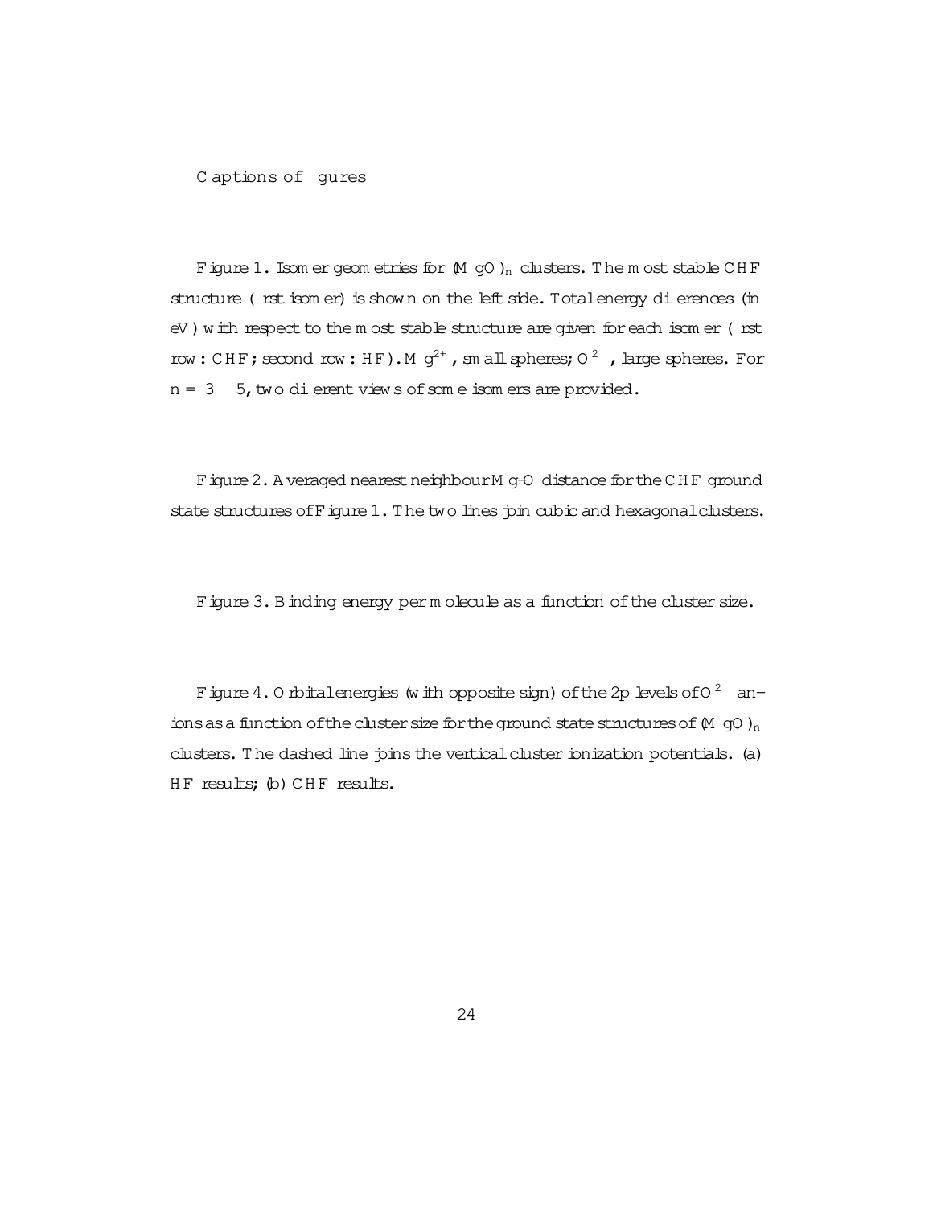# Captions of figures

Figure 1. Isomer geometries for $(MgO)_n$ clusters. The most stable CHF structure (first isomer) is shown on the left side. Total energy differences (in eV) with respect to the most stable structure are given for each isomer (first row: CHF; second row: HF). $Mg^{2+}$, small spheres; $O^{2-}$, large spheres. For $n = 3-5$, two different views of some isomers are provided.

Figure 2. Averaged nearest neighbour Mg-O distance for the CHF ground state structures of Figure 1. The two lines join cubic and hexagonal clusters.

Figure 3. Binding energy per molecule as a function of the cluster size.

Figure 4. Orbital energies (with opposite sign) of the 2p levels of $O^{2-}$ anions as a function of the cluster size for the ground state structures of $(MgO)_n$ clusters. The dashed line joins the vertical cluster ionization potentials. (a) HF results; (b) CHF results.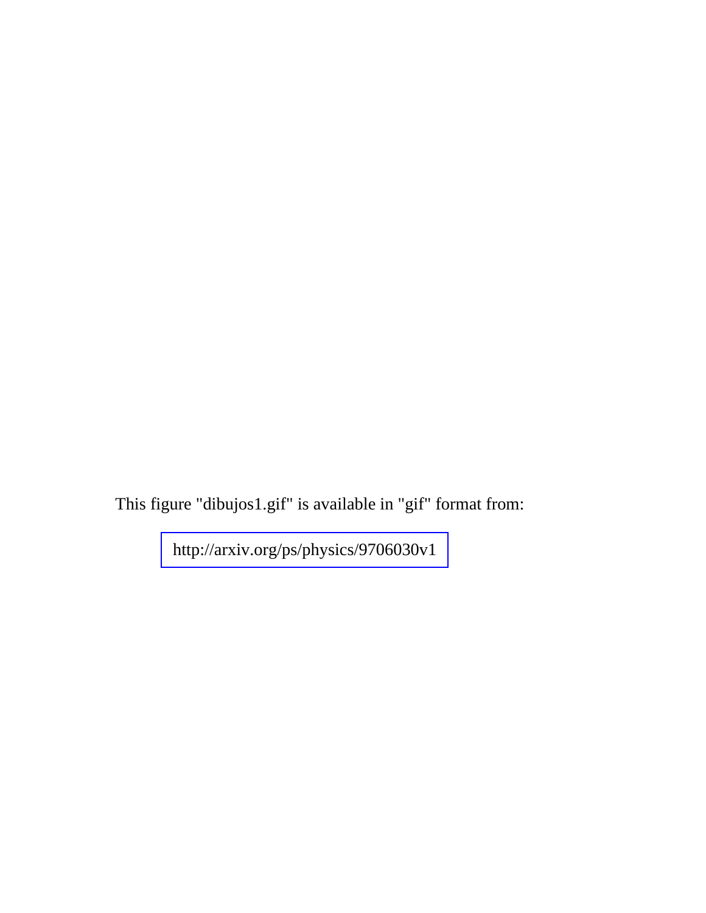This figure "dibujos1.gif" is available in "gif" format from:

http://arxiv.org/ps/physics/9706030v1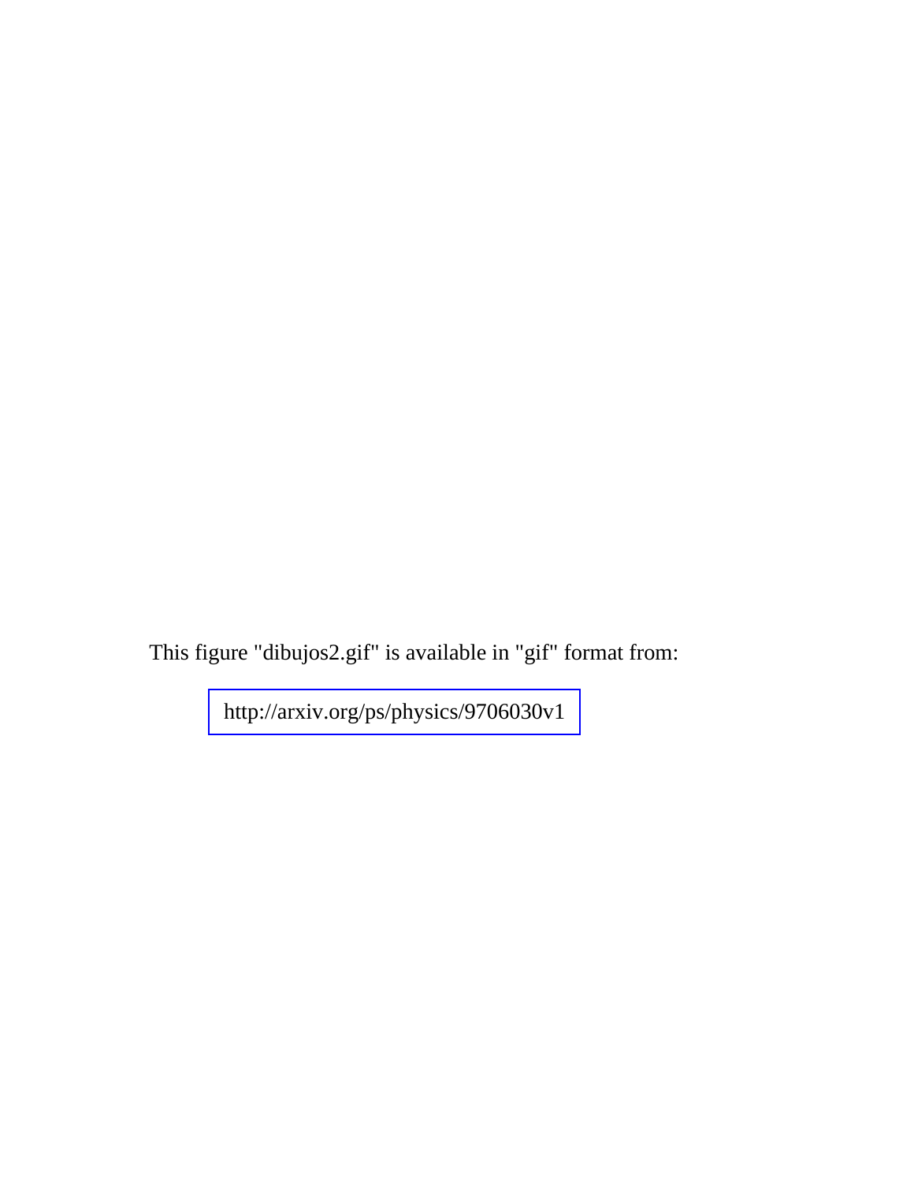This figure "dibujos2.gif" is available in "gif" format from:

http://arxiv.org/ps/physics/9706030v1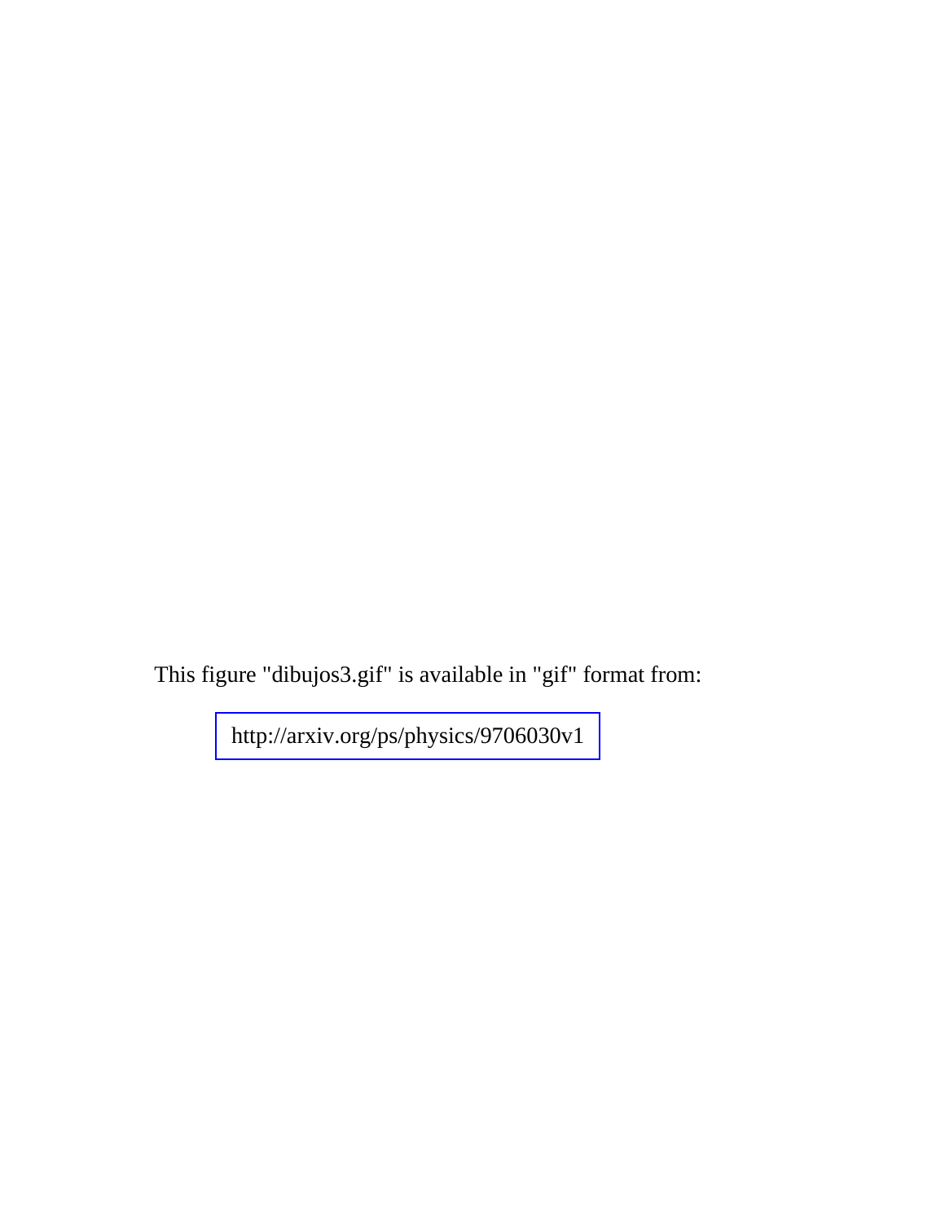This figure "dibujos3.gif" is available in "gif" format from:

http://arxiv.org/ps/physics/9706030v1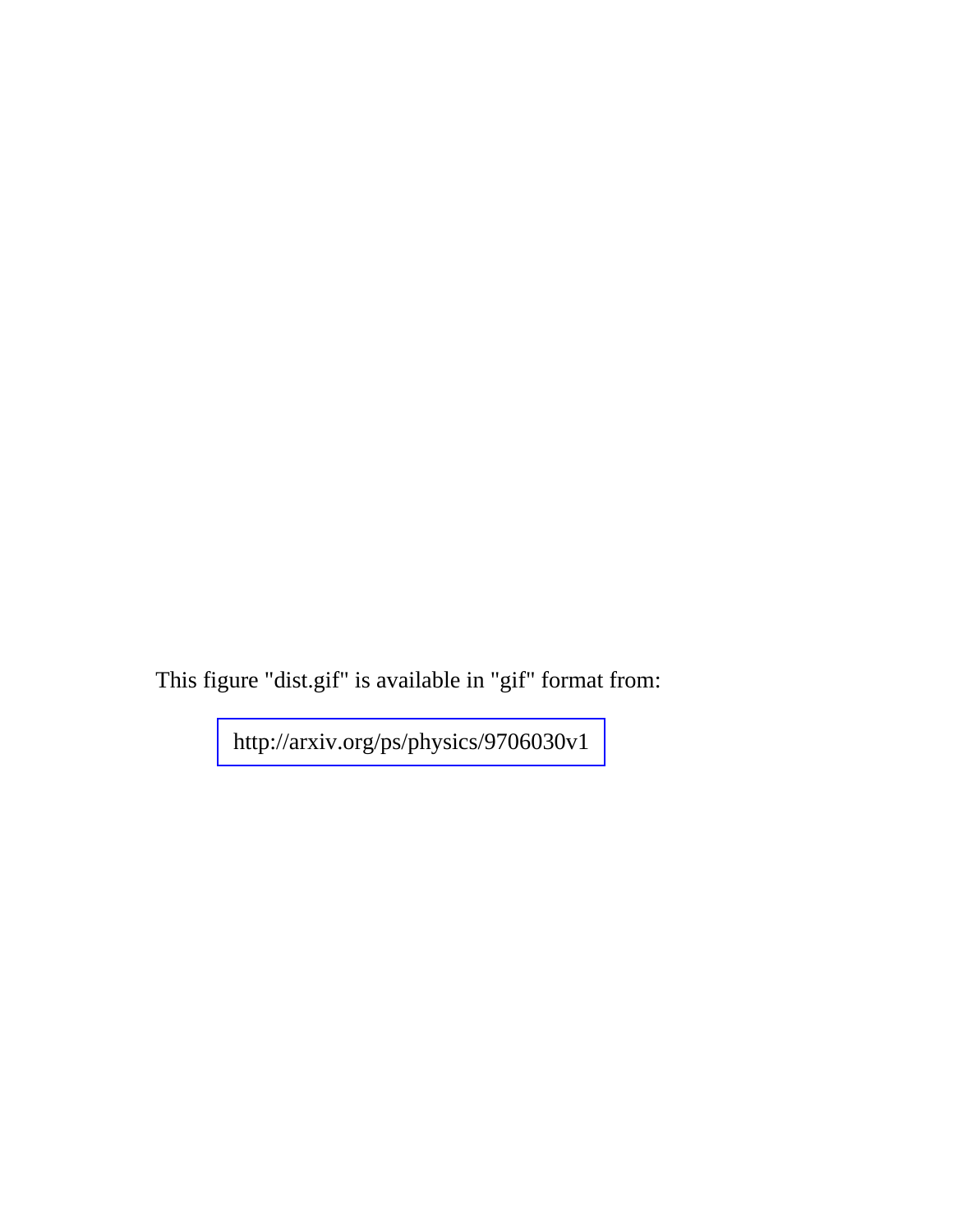This figure "dist.gif" is available in "gif" format from:

http://arxiv.org/ps/physics/9706030v1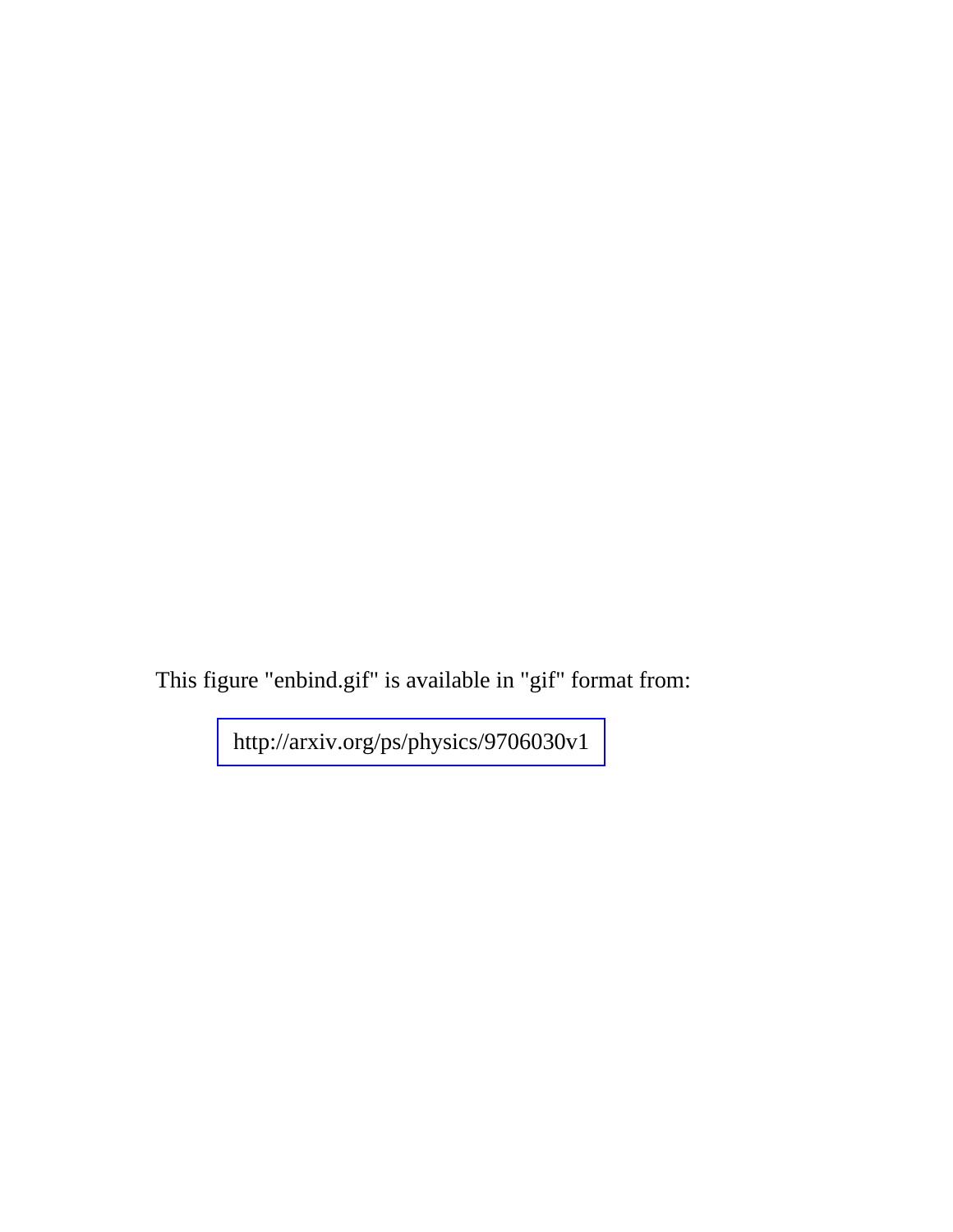This figure "enbind.gif" is available in "gif" format from:

http://arxiv.org/ps/physics/9706030v1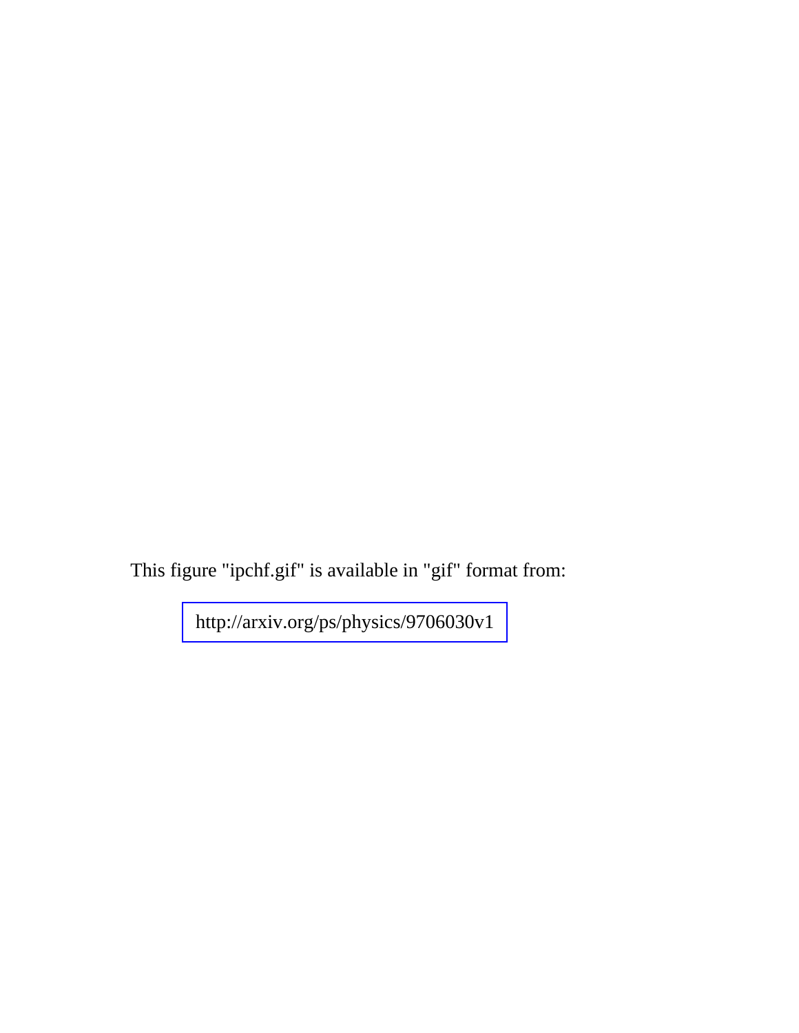This figure "ipchf.gif" is available in "gif" format from:

http://arxiv.org/ps/physics/9706030v1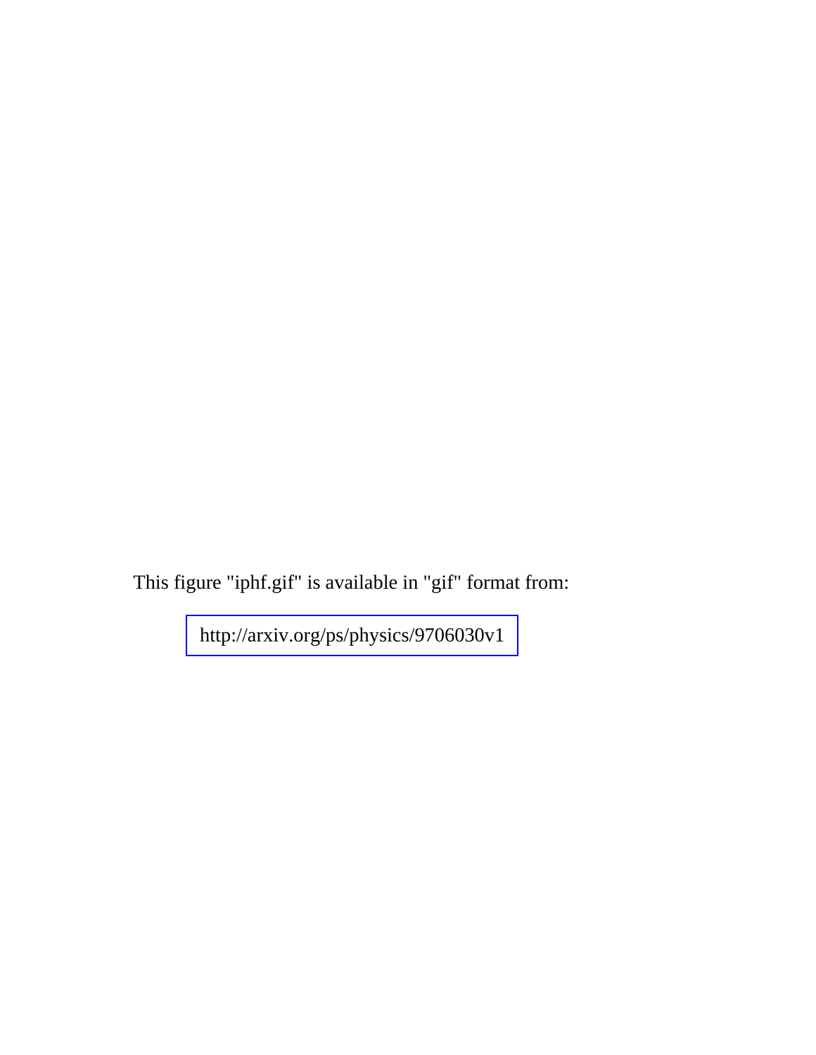This figure "iphf.gif" is available in "gif" format from:

http://arxiv.org/ps/physics/9706030v1